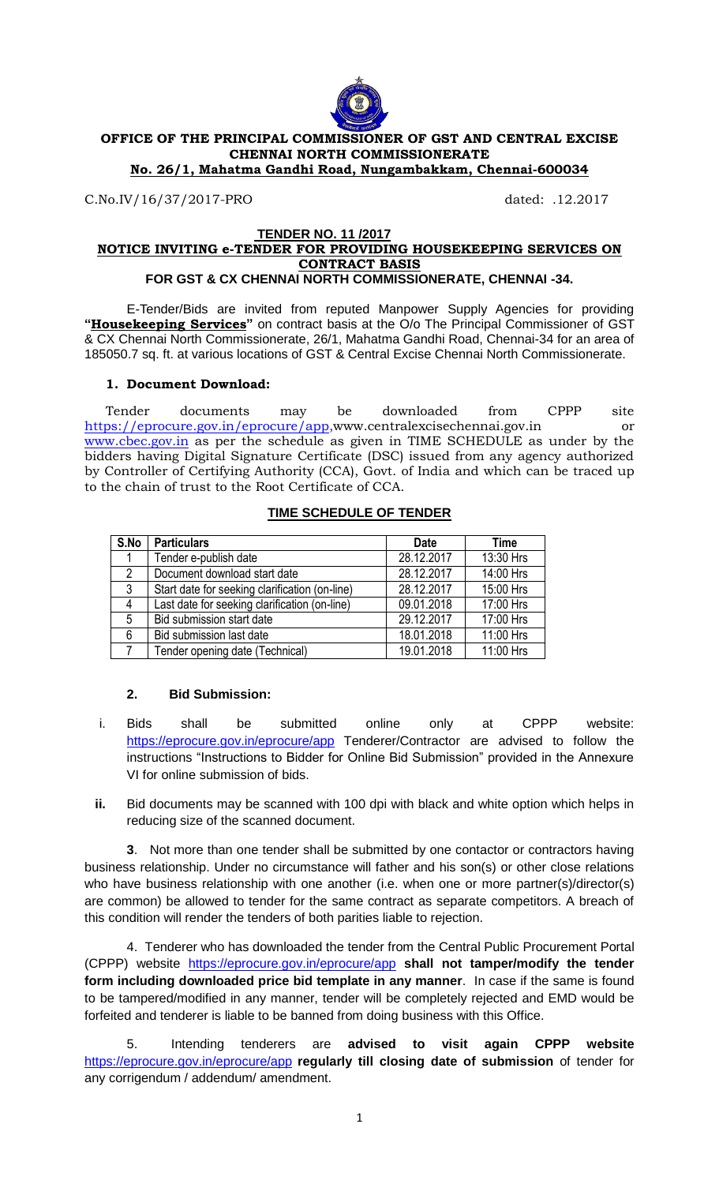**OFFICE OF THE PRINCIPAL COMMISSIONER OF GST AND CENTRAL EXCISE**
**CHENNAI NORTH COMMISSIONERATE**
**No. 26/1, Mahatma Gandhi Road, Nungambakkam, Chennai-600034**

C.No.IV/16/37/2017-PRO dated: .12.2017

**TENDER NO. 11 /2017**
**NOTICE INVITING e-TENDER FOR PROVIDING HOUSEKEEPING SERVICES ON CONTRACT BASIS**
**FOR GST & CX CHENNAI NORTH COMMISSIONERATE, CHENNAI -34.**

E-Tender/Bids are invited from reputed Manpower Supply Agencies for providing **"Housekeeping Services"** on contract basis at the O/o The Principal Commissioner of GST & CX Chennai North Commissionerate, 26/1, Mahatma Gandhi Road, Chennai-34 for an area of 185050.7 sq. ft. at various locations of GST & Central Excise Chennai North Commissionerate.

**1. Document Download:**

Tender documents may be downloaded from CPPP site https://eprocure.gov.in/eprocure/app,www.centralexcisechennai.gov.in or www.cbec.gov.in as per the schedule as given in TIME SCHEDULE as under by the bidders having Digital Signature Certificate (DSC) issued from any agency authorized by Controller of Certifying Authority (CCA), Govt. of India and which can be traced up to the chain of trust to the Root Certificate of CCA.

**TIME SCHEDULE OF TENDER**

| S.No | Particulars | Date | Time |
|---|---|---|---|
| 1 | Tender e-publish date | 28.12.2017 | 13:30 Hrs |
| 2 | Document download start date | 28.12.2017 | 14:00 Hrs |
| 3 | Start date for seeking clarification (on-line) | 28.12.2017 | 15:00 Hrs |
| 4 | Last date for seeking clarification (on-line) | 09.01.2018 | 17:00 Hrs |
| 5 | Bid submission start date | 29.12.2017 | 17:00 Hrs |
| 6 | Bid submission last date | 18.01.2018 | 11:00 Hrs |
| 7 | Tender opening date (Technical) | 19.01.2018 | 11:00 Hrs |

**2. Bid Submission:**

i. Bids shall be submitted online only at CPPP website: https://eprocure.gov.in/eprocure/app Tenderer/Contractor are advised to follow the instructions "Instructions to Bidder for Online Bid Submission" provided in the Annexure VI for online submission of bids.

**ii.** Bid documents may be scanned with 100 dpi with black and white option which helps in reducing size of the scanned document.

**3**. Not more than one tender shall be submitted by one contactor or contractors having business relationship. Under no circumstance will father and his son(s) or other close relations who have business relationship with one another (i.e. when one or more partner(s)/director(s) are common) be allowed to tender for the same contract as separate competitors. A breach of this condition will render the tenders of both parities liable to rejection.

4. Tenderer who has downloaded the tender from the Central Public Procurement Portal (CPPP) website https://eprocure.gov.in/eprocure/app **shall not tamper/modify the tender form including downloaded price bid template in any manner**. In case if the same is found to be tampered/modified in any manner, tender will be completely rejected and EMD would be forfeited and tenderer is liable to be banned from doing business with this Office.

5. Intending tenderers are **advised to visit again CPPP website** https://eprocure.gov.in/eprocure/app **regularly till closing date of submission** of tender for any corrigendum / addendum/ amendment.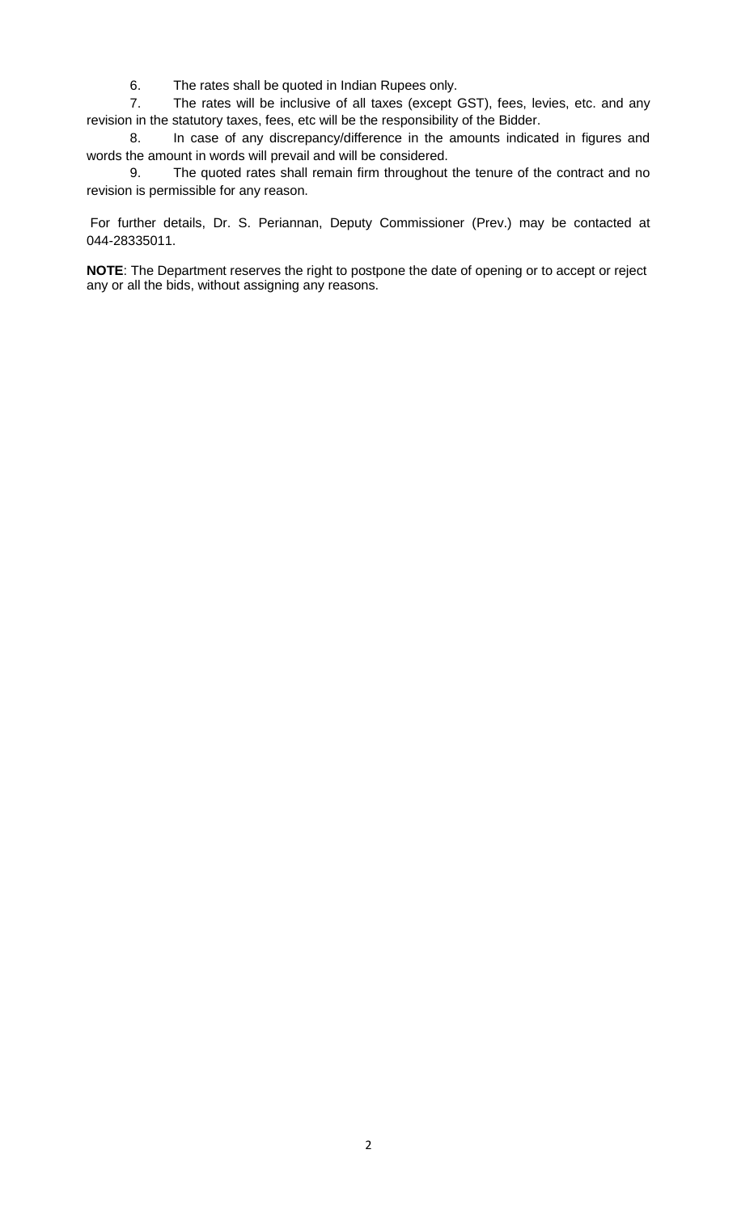6. The rates shall be quoted in Indian Rupees only.

7. The rates will be inclusive of all taxes (except GST), fees, levies, etc. and any revision in the statutory taxes, fees, etc will be the responsibility of the Bidder.

8. In case of any discrepancy/difference in the amounts indicated in figures and words the amount in words will prevail and will be considered.

9. The quoted rates shall remain firm throughout the tenure of the contract and no revision is permissible for any reason.

For further details, Dr. S. Periannan, Deputy Commissioner (Prev.) may be contacted at 044-28335011.

**NOTE**: The Department reserves the right to postpone the date of opening or to accept or reject any or all the bids, without assigning any reasons.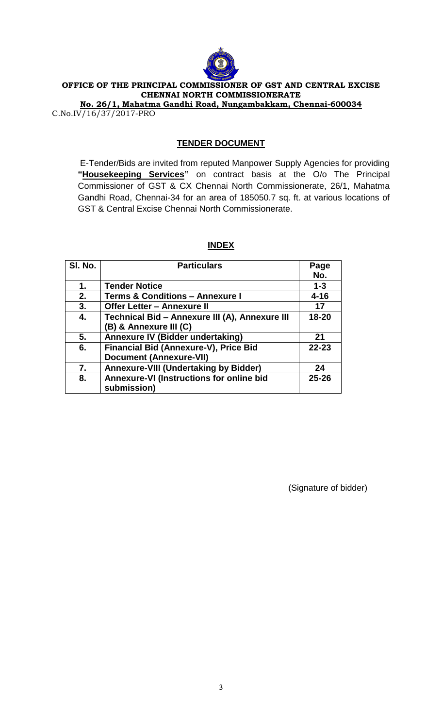**OFFICE OF THE PRINCIPAL COMMISSIONER OF GST AND CENTRAL EXCISE**
**CHENNAI NORTH COMMISSIONERATE**
**No. 26/1, Mahatma Gandhi Road, Nungambakkam, Chennai-600034**

C.No.IV/16/37/2017-PRO

## TENDER DOCUMENT

E-Tender/Bids are invited from reputed Manpower Supply Agencies for providing **"Housekeeping Services"** on contract basis at the O/o The Principal Commissioner of GST & CX Chennai North Commissionerate, 26/1, Mahatma Gandhi Road, Chennai-34 for an area of 185050.7 sq. ft. at various locations of GST & Central Excise Chennai North Commissionerate.

## INDEX

| Sl. No. | Particulars | Page No. |
|---|---|---|
| 1. | Tender Notice | 1-3 |
| 2. | Terms & Conditions – Annexure I | 4-16 |
| 3. | Offer Letter – Annexure II | 17 |
| 4. | Technical Bid – Annexure III (A), Annexure III (B) & Annexure III (C) | 18-20 |
| 5. | Annexure IV (Bidder undertaking) | 21 |
| 6. | Financial Bid (Annexure-V), Price Bid Document (Annexure-VII) | 22-23 |
| 7. | Annexure-VIII (Undertaking by Bidder) | 24 |
| 8. | Annexure-VI (Instructions for online bid submission) | 25-26 |

(Signature of bidder)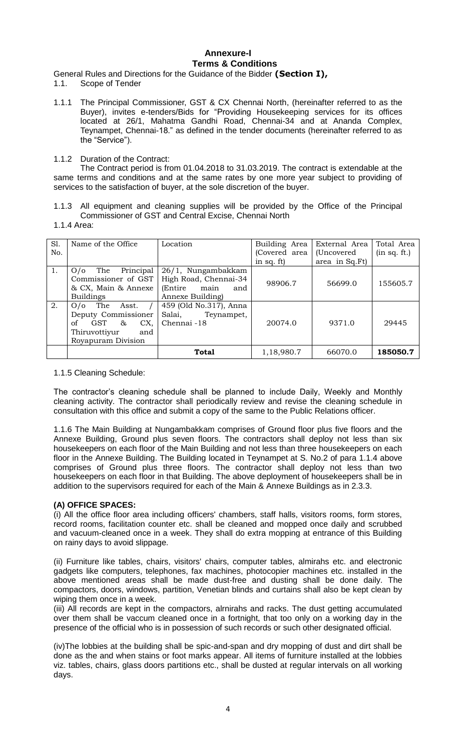# Annexure-I
## Terms & Conditions

General Rules and Directions for the Guidance of the Bidder **(Section I),**

1.1. Scope of Tender

1.1.1 The Principal Commissioner, GST & CX Chennai North, (hereinafter referred to as the Buyer), invites e-tenders/Bids for "Providing Housekeeping services for its offices located at 26/1, Mahatma Gandhi Road, Chennai-34 and at Ananda Complex, Teynampet, Chennai-18." as defined in the tender documents (hereinafter referred to as the "Service").

1.1.2 Duration of the Contract:

The Contract period is from 01.04.2018 to 31.03.2019. The contract is extendable at the same terms and conditions and at the same rates by one more year subject to providing of services to the satisfaction of buyer, at the sole discretion of the buyer.

1.1.3 All equipment and cleaning supplies will be provided by the Office of the Principal Commissioner of GST and Central Excise, Chennai North

1.1.4 Area:

| Sl. No. | Name of the Office | Location | Building Area (Covered area in sq. ft) | External Area (Uncovered area in Sq.Ft) | Total Area (in sq. ft.) |
|---|---|---|---|---|---|
| 1. | O/o The Principal Commissioner of GST & CX, Main & Annexe Buildings | 26/1, Nungambakkam High Road, Chennai-34 (Entire main and Annexe Building) | 98906.7 | 56699.0 | 155605.7 |
| 2. | O/o The Asst. / Deputy Commissioner of GST & CX, Thiruvottiyur and Royapuram Division | 459 (Old No.317), Anna Salai, Teynampet, Chennai -18 | 20074.0 | 9371.0 | 29445 |
| | | **Total** | 1,18,980.7 | 66070.0 | **185050.7** |

1.1.5 Cleaning Schedule:

The contractor's cleaning schedule shall be planned to include Daily, Weekly and Monthly cleaning activity. The contractor shall periodically review and revise the cleaning schedule in consultation with this office and submit a copy of the same to the Public Relations officer.

1.1.6 The Main Building at Nungambakkam comprises of Ground floor plus five floors and the Annexe Building, Ground plus seven floors. The contractors shall deploy not less than six housekeepers on each floor of the Main Building and not less than three housekeepers on each floor in the Annexe Building. The Building located in Teynampet at S. No.2 of para 1.1.4 above comprises of Ground plus three floors. The contractor shall deploy not less than two housekeepers on each floor in that Building. The above deployment of housekeepers shall be in addition to the supervisors required for each of the Main & Annexe Buildings as in 2.3.3.

**(A) OFFICE SPACES:**

(i) All the office floor area including officers' chambers, staff halls, visitors rooms, form stores, record rooms, facilitation counter etc. shall be cleaned and mopped once daily and scrubbed and vacuum-cleaned once in a week. They shall do extra mopping at entrance of this Building on rainy days to avoid slippage.

(ii) Furniture like tables, chairs, visitors' chairs, computer tables, almirahs etc. and electronic gadgets like computers, telephones, fax machines, photocopier machines etc. installed in the above mentioned areas shall be made dust-free and dusting shall be done daily. The compactors, doors, windows, partition, Venetian blinds and curtains shall also be kept clean by wiping them once in a week.

(iii) All records are kept in the compactors, alrnirahs and racks. The dust getting accumulated over them shall be vaccum cleaned once in a fortnight, that too only on a working day in the presence of the official who is in possession of such records or such other designated official.

(iv)The lobbies at the building shall be spic-and-span and dry mopping of dust and dirt shall be done as the and when stains or foot marks appear. All items of furniture installed at the lobbies viz. tables, chairs, glass doors partitions etc., shall be dusted at regular intervals on all working days.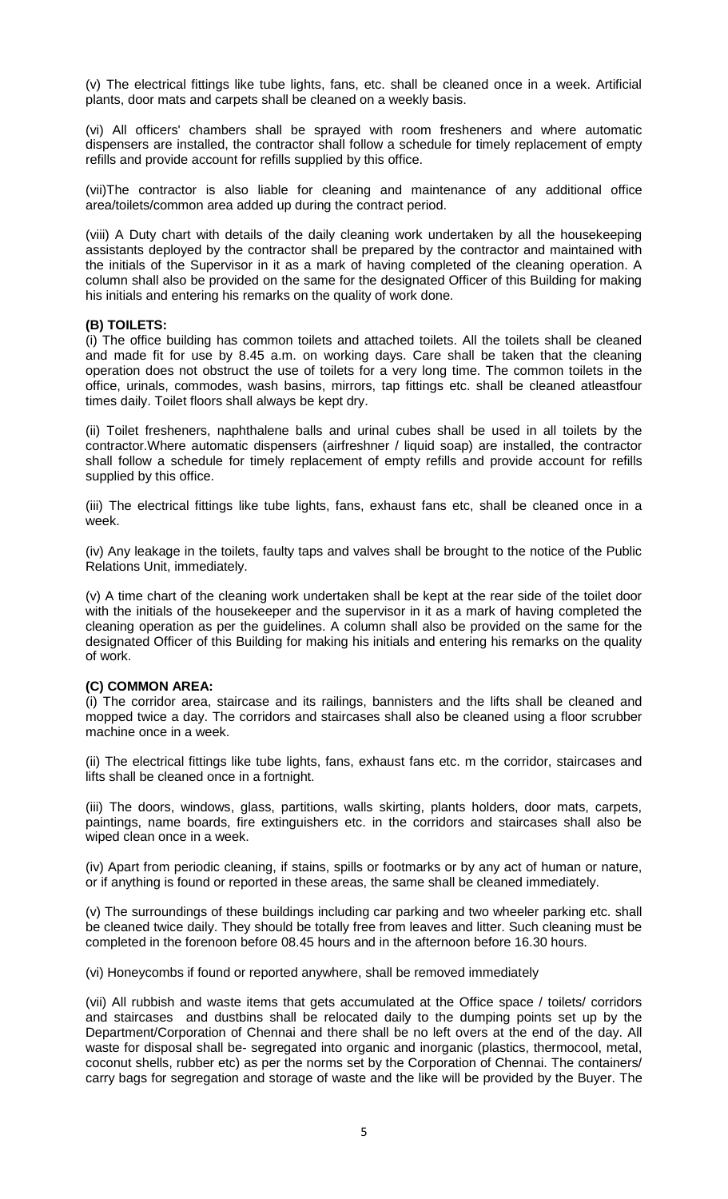(v) The electrical fittings like tube lights, fans, etc. shall be cleaned once in a week. Artificial plants, door mats and carpets shall be cleaned on a weekly basis.

(vi) All officers' chambers shall be sprayed with room fresheners and where automatic dispensers are installed, the contractor shall follow a schedule for timely replacement of empty refills and provide account for refills supplied by this office.

(vii)The contractor is also liable for cleaning and maintenance of any additional office area/toilets/common area added up during the contract period.

(viii) A Duty chart with details of the daily cleaning work undertaken by all the housekeeping assistants deployed by the contractor shall be prepared by the contractor and maintained with the initials of the Supervisor in it as a mark of having completed of the cleaning operation. A column shall also be provided on the same for the designated Officer of this Building for making his initials and entering his remarks on the quality of work done.

**(B) TOILETS:**

(i) The office building has common toilets and attached toilets. All the toilets shall be cleaned and made fit for use by 8.45 a.m. on working days. Care shall be taken that the cleaning operation does not obstruct the use of toilets for a very long time. The common toilets in the office, urinals, commodes, wash basins, mirrors, tap fittings etc. shall be cleaned atleastfour times daily. Toilet floors shall always be kept dry.

(ii) Toilet fresheners, naphthalene balls and urinal cubes shall be used in all toilets by the contractor.Where automatic dispensers (airfreshner / liquid soap) are installed, the contractor shall follow a schedule for timely replacement of empty refills and provide account for refills supplied by this office.

(iii) The electrical fittings like tube lights, fans, exhaust fans etc, shall be cleaned once in a week.

(iv) Any leakage in the toilets, faulty taps and valves shall be brought to the notice of the Public Relations Unit, immediately.

(v) A time chart of the cleaning work undertaken shall be kept at the rear side of the toilet door with the initials of the housekeeper and the supervisor in it as a mark of having completed the cleaning operation as per the guidelines. A column shall also be provided on the same for the designated Officer of this Building for making his initials and entering his remarks on the quality of work.

**(C) COMMON AREA:**

(i) The corridor area, staircase and its railings, bannisters and the lifts shall be cleaned and mopped twice a day. The corridors and staircases shall also be cleaned using a floor scrubber machine once in a week.

(ii) The electrical fittings like tube lights, fans, exhaust fans etc. m the corridor, staircases and lifts shall be cleaned once in a fortnight.

(iii) The doors, windows, glass, partitions, walls skirting, plants holders, door mats, carpets, paintings, name boards, fire extinguishers etc. in the corridors and staircases shall also be wiped clean once in a week.

(iv) Apart from periodic cleaning, if stains, spills or footmarks or by any act of human or nature, or if anything is found or reported in these areas, the same shall be cleaned immediately.

(v) The surroundings of these buildings including car parking and two wheeler parking etc. shall be cleaned twice daily. They should be totally free from leaves and litter. Such cleaning must be completed in the forenoon before 08.45 hours and in the afternoon before 16.30 hours.

(vi) Honeycombs if found or reported anywhere, shall be removed immediately

(vii) All rubbish and waste items that gets accumulated at the Office space / toilets/ corridors and staircases and dustbins shall be relocated daily to the dumping points set up by the Department/Corporation of Chennai and there shall be no left overs at the end of the day. All waste for disposal shall be- segregated into organic and inorganic (plastics, thermocool, metal, coconut shells, rubber etc) as per the norms set by the Corporation of Chennai. The containers/ carry bags for segregation and storage of waste and the like will be provided by the Buyer. The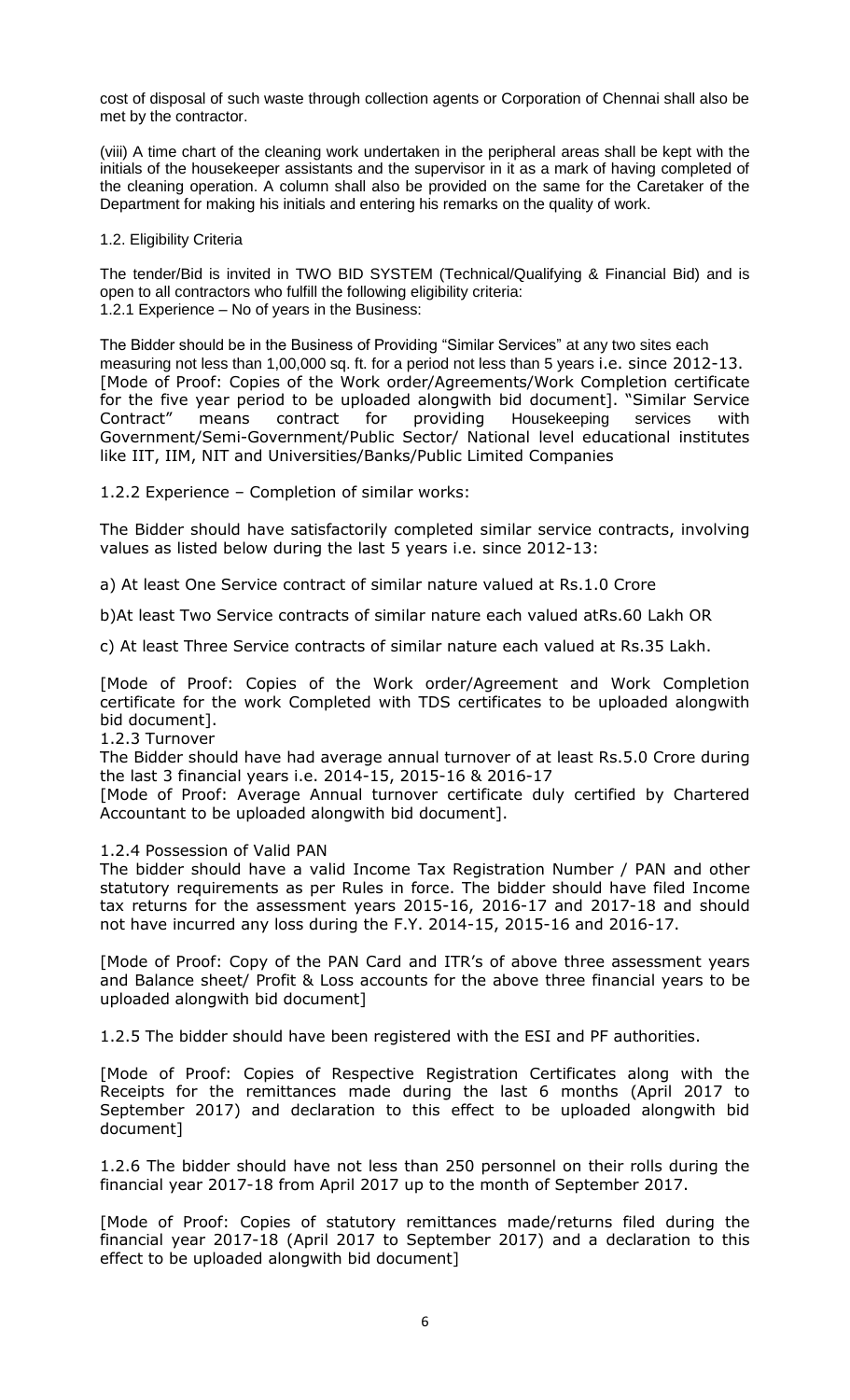cost of disposal of such waste through collection agents or Corporation of Chennai shall also be met by the contractor.

(viii) A time chart of the cleaning work undertaken in the peripheral areas shall be kept with the initials of the housekeeper assistants and the supervisor in it as a mark of having completed of the cleaning operation. A column shall also be provided on the same for the Caretaker of the Department for making his initials and entering his remarks on the quality of work.

1.2. Eligibility Criteria

The tender/Bid is invited in TWO BID SYSTEM (Technical/Qualifying & Financial Bid) and is open to all contractors who fulfill the following eligibility criteria:
1.2.1 Experience – No of years in the Business:

The Bidder should be in the Business of Providing "Similar Services" at any two sites each measuring not less than 1,00,000 sq. ft. for a period not less than 5 years i.e. since 2012-13. [Mode of Proof: Copies of the Work order/Agreements/Work Completion certificate for the five year period to be uploaded alongwith bid document]. "Similar Service Contract" means contract for providing Housekeeping services with Government/Semi-Government/Public Sector/ National level educational institutes like IIT, IIM, NIT and Universities/Banks/Public Limited Companies

1.2.2 Experience – Completion of similar works:

The Bidder should have satisfactorily completed similar service contracts, involving values as listed below during the last 5 years i.e. since 2012-13:

a) At least One Service contract of similar nature valued at Rs.1.0 Crore

b)At least Two Service contracts of similar nature each valued atRs.60 Lakh OR

c) At least Three Service contracts of similar nature each valued at Rs.35 Lakh.

[Mode of Proof: Copies of the Work order/Agreement and Work Completion certificate for the work Completed with TDS certificates to be uploaded alongwith bid document].

1.2.3 Turnover

The Bidder should have had average annual turnover of at least Rs.5.0 Crore during the last 3 financial years i.e. 2014-15, 2015-16 & 2016-17

[Mode of Proof: Average Annual turnover certificate duly certified by Chartered Accountant to be uploaded alongwith bid document].

1.2.4 Possession of Valid PAN

The bidder should have a valid Income Tax Registration Number / PAN and other statutory requirements as per Rules in force. The bidder should have filed Income tax returns for the assessment years 2015-16, 2016-17 and 2017-18 and should not have incurred any loss during the F.Y. 2014-15, 2015-16 and 2016-17.

[Mode of Proof: Copy of the PAN Card and ITR's of above three assessment years and Balance sheet/ Profit & Loss accounts for the above three financial years to be uploaded alongwith bid document]

1.2.5 The bidder should have been registered with the ESI and PF authorities.

[Mode of Proof: Copies of Respective Registration Certificates along with the Receipts for the remittances made during the last 6 months (April 2017 to September 2017) and declaration to this effect to be uploaded alongwith bid document]

1.2.6 The bidder should have not less than 250 personnel on their rolls during the financial year 2017-18 from April 2017 up to the month of September 2017.

[Mode of Proof: Copies of statutory remittances made/returns filed during the financial year 2017-18 (April 2017 to September 2017) and a declaration to this effect to be uploaded alongwith bid document]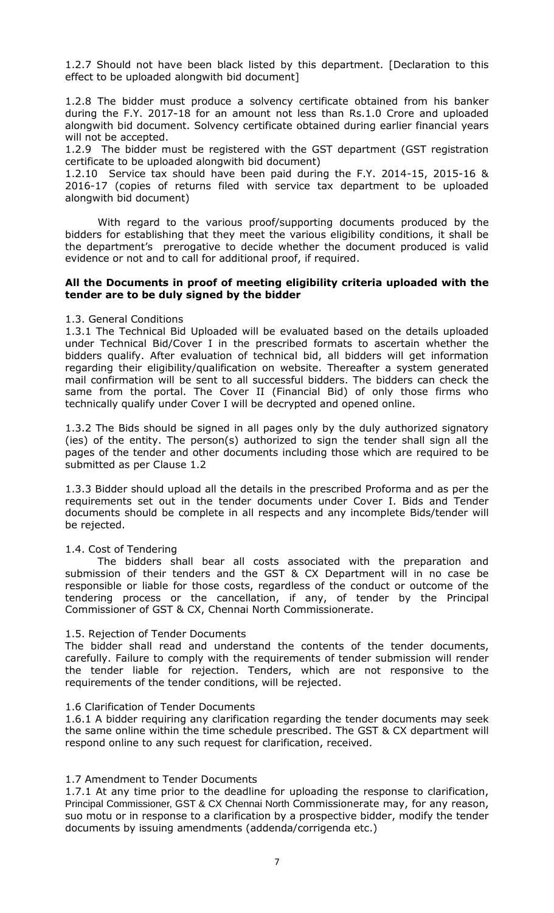1.2.7 Should not have been black listed by this department. [Declaration to this effect to be uploaded alongwith bid document]

1.2.8 The bidder must produce a solvency certificate obtained from his banker during the F.Y. 2017-18 for an amount not less than Rs.1.0 Crore and uploaded alongwith bid document. Solvency certificate obtained during earlier financial years will not be accepted.

1.2.9 The bidder must be registered with the GST department (GST registration certificate to be uploaded alongwith bid document)

1.2.10 Service tax should have been paid during the F.Y. 2014-15, 2015-16 & 2016-17 (copies of returns filed with service tax department to be uploaded alongwith bid document)

With regard to the various proof/supporting documents produced by the bidders for establishing that they meet the various eligibility conditions, it shall be the department's prerogative to decide whether the document produced is valid evidence or not and to call for additional proof, if required.

**All the Documents in proof of meeting eligibility criteria uploaded with the tender are to be duly signed by the bidder**

1.3. General Conditions

1.3.1 The Technical Bid Uploaded will be evaluated based on the details uploaded under Technical Bid/Cover I in the prescribed formats to ascertain whether the bidders qualify. After evaluation of technical bid, all bidders will get information regarding their eligibility/qualification on website. Thereafter a system generated mail confirmation will be sent to all successful bidders. The bidders can check the same from the portal. The Cover II (Financial Bid) of only those firms who technically qualify under Cover I will be decrypted and opened online.

1.3.2 The Bids should be signed in all pages only by the duly authorized signatory (ies) of the entity. The person(s) authorized to sign the tender shall sign all the pages of the tender and other documents including those which are required to be submitted as per Clause 1.2

1.3.3 Bidder should upload all the details in the prescribed Proforma and as per the requirements set out in the tender documents under Cover I. Bids and Tender documents should be complete in all respects and any incomplete Bids/tender will be rejected.

1.4. Cost of Tendering

The bidders shall bear all costs associated with the preparation and submission of their tenders and the GST & CX Department will in no case be responsible or liable for those costs, regardless of the conduct or outcome of the tendering process or the cancellation, if any, of tender by the Principal Commissioner of GST & CX, Chennai North Commissionerate.

1.5. Rejection of Tender Documents

The bidder shall read and understand the contents of the tender documents, carefully. Failure to comply with the requirements of tender submission will render the tender liable for rejection. Tenders, which are not responsive to the requirements of the tender conditions, will be rejected.

1.6 Clarification of Tender Documents

1.6.1 A bidder requiring any clarification regarding the tender documents may seek the same online within the time schedule prescribed. The GST & CX department will respond online to any such request for clarification, received.

1.7 Amendment to Tender Documents

1.7.1 At any time prior to the deadline for uploading the response to clarification, Principal Commissioner, GST & CX Chennai North Commissionerate may, for any reason, suo motu or in response to a clarification by a prospective bidder, modify the tender documents by issuing amendments (addenda/corrigenda etc.)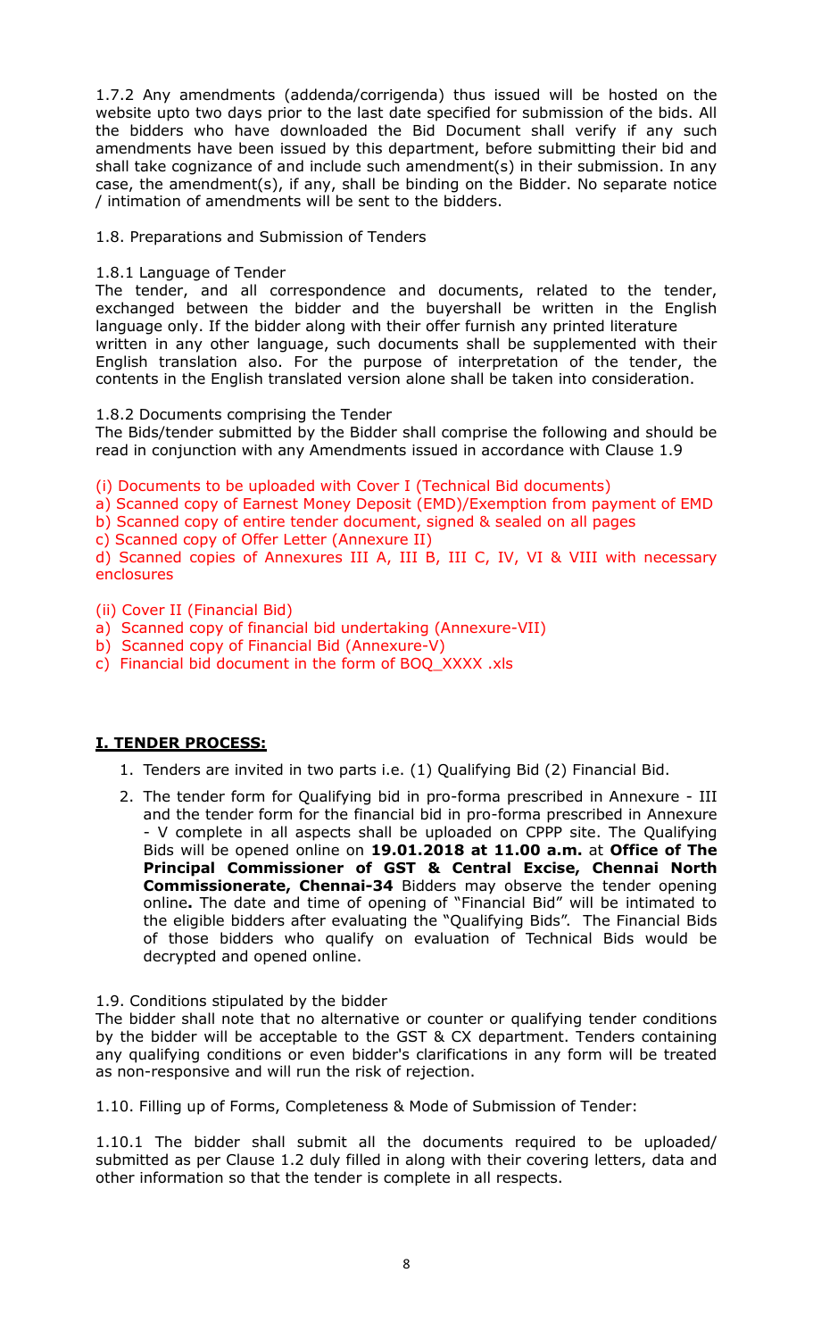1.7.2 Any amendments (addenda/corrigenda) thus issued will be hosted on the website upto two days prior to the last date specified for submission of the bids. All the bidders who have downloaded the Bid Document shall verify if any such amendments have been issued by this department, before submitting their bid and shall take cognizance of and include such amendment(s) in their submission. In any case, the amendment(s), if any, shall be binding on the Bidder. No separate notice / intimation of amendments will be sent to the bidders.

1.8. Preparations and Submission of Tenders

1.8.1 Language of Tender

The tender, and all correspondence and documents, related to the tender, exchanged between the bidder and the buyershall be written in the English language only. If the bidder along with their offer furnish any printed literature written in any other language, such documents shall be supplemented with their English translation also. For the purpose of interpretation of the tender, the contents in the English translated version alone shall be taken into consideration.

1.8.2 Documents comprising the Tender

The Bids/tender submitted by the Bidder shall comprise the following and should be read in conjunction with any Amendments issued in accordance with Clause 1.9

(i) Documents to be uploaded with Cover I (Technical Bid documents)

a) Scanned copy of Earnest Money Deposit (EMD)/Exemption from payment of EMD

b) Scanned copy of entire tender document, signed & sealed on all pages

c) Scanned copy of Offer Letter (Annexure II)

d) Scanned copies of Annexures III A, III B, III C, IV, VI & VIII with necessary enclosures

(ii) Cover II (Financial Bid)

a) Scanned copy of financial bid undertaking (Annexure-VII)

b) Scanned copy of Financial Bid (Annexure-V)

c) Financial bid document in the form of BOQ_XXXX .xls

**I. TENDER PROCESS:**

1. Tenders are invited in two parts i.e. (1) Qualifying Bid (2) Financial Bid.
2. The tender form for Qualifying bid in pro-forma prescribed in Annexure - III and the tender form for the financial bid in pro-forma prescribed in Annexure - V complete in all aspects shall be uploaded on CPPP site. The Qualifying Bids will be opened online on **19.01.2018 at 11.00 a.m.** at **Office of The Principal Commissioner of GST & Central Excise, Chennai North Commissionerate, Chennai-34** Bidders may observe the tender opening online**.** The date and time of opening of "Financial Bid" will be intimated to the eligible bidders after evaluating the "Qualifying Bids". The Financial Bids of those bidders who qualify on evaluation of Technical Bids would be decrypted and opened online.

1.9. Conditions stipulated by the bidder

The bidder shall note that no alternative or counter or qualifying tender conditions by the bidder will be acceptable to the GST & CX department. Tenders containing any qualifying conditions or even bidder's clarifications in any form will be treated as non-responsive and will run the risk of rejection.

1.10. Filling up of Forms, Completeness & Mode of Submission of Tender:

1.10.1 The bidder shall submit all the documents required to be uploaded/ submitted as per Clause 1.2 duly filled in along with their covering letters, data and other information so that the tender is complete in all respects.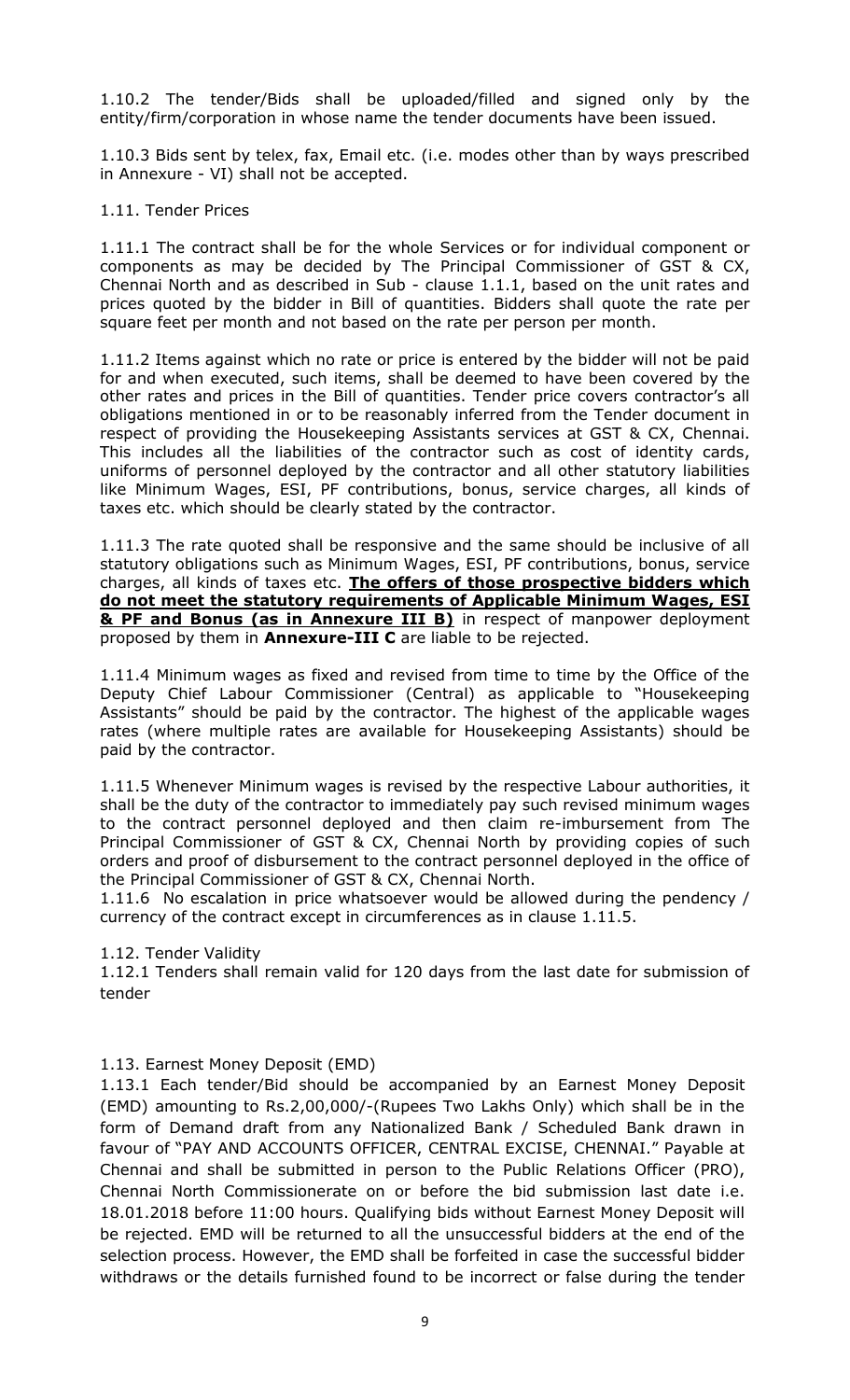1.10.2 The tender/Bids shall be uploaded/filled and signed only by the entity/firm/corporation in whose name the tender documents have been issued.

1.10.3 Bids sent by telex, fax, Email etc. (i.e. modes other than by ways prescribed in Annexure - VI) shall not be accepted.

1.11. Tender Prices

1.11.1 The contract shall be for the whole Services or for individual component or components as may be decided by The Principal Commissioner of GST & CX, Chennai North and as described in Sub - clause 1.1.1, based on the unit rates and prices quoted by the bidder in Bill of quantities. Bidders shall quote the rate per square feet per month and not based on the rate per person per month.

1.11.2 Items against which no rate or price is entered by the bidder will not be paid for and when executed, such items, shall be deemed to have been covered by the other rates and prices in the Bill of quantities. Tender price covers contractor's all obligations mentioned in or to be reasonably inferred from the Tender document in respect of providing the Housekeeping Assistants services at GST & CX, Chennai. This includes all the liabilities of the contractor such as cost of identity cards, uniforms of personnel deployed by the contractor and all other statutory liabilities like Minimum Wages, ESI, PF contributions, bonus, service charges, all kinds of taxes etc. which should be clearly stated by the contractor.

1.11.3 The rate quoted shall be responsive and the same should be inclusive of all statutory obligations such as Minimum Wages, ESI, PF contributions, bonus, service charges, all kinds of taxes etc. **The offers of those prospective bidders which do not meet the statutory requirements of Applicable Minimum Wages, ESI & PF and Bonus (as in Annexure III B)** in respect of manpower deployment proposed by them in **Annexure-III C** are liable to be rejected.

1.11.4 Minimum wages as fixed and revised from time to time by the Office of the Deputy Chief Labour Commissioner (Central) as applicable to "Housekeeping Assistants" should be paid by the contractor. The highest of the applicable wages rates (where multiple rates are available for Housekeeping Assistants) should be paid by the contractor.

1.11.5 Whenever Minimum wages is revised by the respective Labour authorities, it shall be the duty of the contractor to immediately pay such revised minimum wages to the contract personnel deployed and then claim re-imbursement from The Principal Commissioner of GST & CX, Chennai North by providing copies of such orders and proof of disbursement to the contract personnel deployed in the office of the Principal Commissioner of GST & CX, Chennai North.

1.11.6 No escalation in price whatsoever would be allowed during the pendency / currency of the contract except in circumferences as in clause 1.11.5.

1.12. Tender Validity

1.12.1 Tenders shall remain valid for 120 days from the last date for submission of tender

1.13. Earnest Money Deposit (EMD)

1.13.1 Each tender/Bid should be accompanied by an Earnest Money Deposit (EMD) amounting to Rs.2,00,000/-(Rupees Two Lakhs Only) which shall be in the form of Demand draft from any Nationalized Bank / Scheduled Bank drawn in favour of "PAY AND ACCOUNTS OFFICER, CENTRAL EXCISE, CHENNAI." Payable at Chennai and shall be submitted in person to the Public Relations Officer (PRO), Chennai North Commissionerate on or before the bid submission last date i.e. 18.01.2018 before 11:00 hours. Qualifying bids without Earnest Money Deposit will be rejected. EMD will be returned to all the unsuccessful bidders at the end of the selection process. However, the EMD shall be forfeited in case the successful bidder withdraws or the details furnished found to be incorrect or false during the tender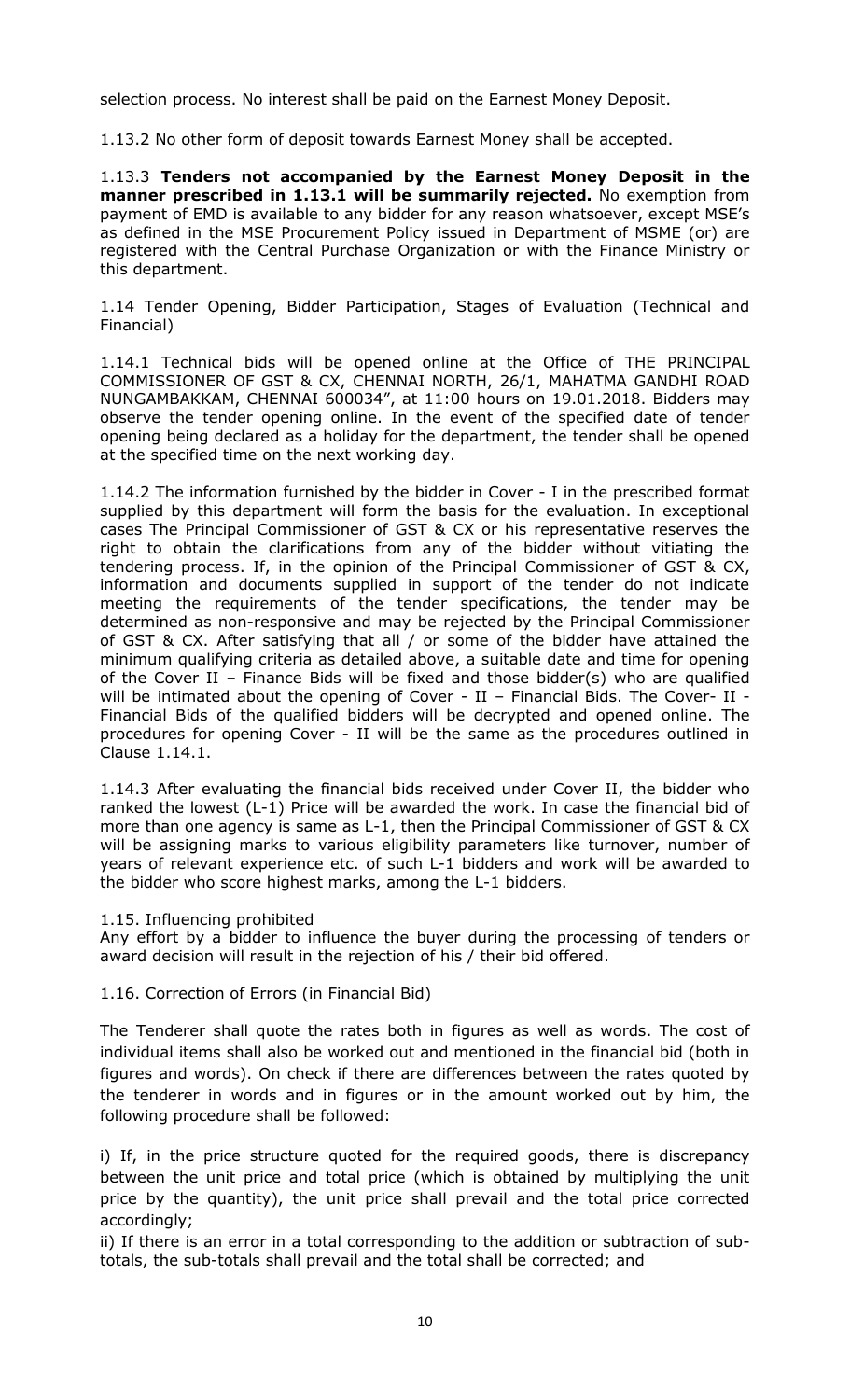selection process. No interest shall be paid on the Earnest Money Deposit.

1.13.2 No other form of deposit towards Earnest Money shall be accepted.

1.13.3 **Tenders not accompanied by the Earnest Money Deposit in the manner prescribed in 1.13.1 will be summarily rejected.** No exemption from payment of EMD is available to any bidder for any reason whatsoever, except MSE's as defined in the MSE Procurement Policy issued in Department of MSME (or) are registered with the Central Purchase Organization or with the Finance Ministry or this department.

1.14 Tender Opening, Bidder Participation, Stages of Evaluation (Technical and Financial)

1.14.1 Technical bids will be opened online at the Office of THE PRINCIPAL COMMISSIONER OF GST & CX, CHENNAI NORTH, 26/1, MAHATMA GANDHI ROAD NUNGAMBAKKAM, CHENNAI 600034", at 11:00 hours on 19.01.2018. Bidders may observe the tender opening online. In the event of the specified date of tender opening being declared as a holiday for the department, the tender shall be opened at the specified time on the next working day.

1.14.2 The information furnished by the bidder in Cover - I in the prescribed format supplied by this department will form the basis for the evaluation. In exceptional cases The Principal Commissioner of GST & CX or his representative reserves the right to obtain the clarifications from any of the bidder without vitiating the tendering process. If, in the opinion of the Principal Commissioner of GST & CX, information and documents supplied in support of the tender do not indicate meeting the requirements of the tender specifications, the tender may be determined as non-responsive and may be rejected by the Principal Commissioner of GST & CX. After satisfying that all / or some of the bidder have attained the minimum qualifying criteria as detailed above, a suitable date and time for opening of the Cover II – Finance Bids will be fixed and those bidder(s) who are qualified will be intimated about the opening of Cover - II – Financial Bids. The Cover- II - Financial Bids of the qualified bidders will be decrypted and opened online. The procedures for opening Cover - II will be the same as the procedures outlined in Clause 1.14.1.

1.14.3 After evaluating the financial bids received under Cover II, the bidder who ranked the lowest (L-1) Price will be awarded the work. In case the financial bid of more than one agency is same as L-1, then the Principal Commissioner of GST & CX will be assigning marks to various eligibility parameters like turnover, number of years of relevant experience etc. of such L-1 bidders and work will be awarded to the bidder who score highest marks, among the L-1 bidders.

1.15. Influencing prohibited

Any effort by a bidder to influence the buyer during the processing of tenders or award decision will result in the rejection of his / their bid offered.

1.16. Correction of Errors (in Financial Bid)

The Tenderer shall quote the rates both in figures as well as words. The cost of individual items shall also be worked out and mentioned in the financial bid (both in figures and words). On check if there are differences between the rates quoted by the tenderer in words and in figures or in the amount worked out by him, the following procedure shall be followed:

i) If, in the price structure quoted for the required goods, there is discrepancy between the unit price and total price (which is obtained by multiplying the unit price by the quantity), the unit price shall prevail and the total price corrected accordingly;

ii) If there is an error in a total corresponding to the addition or subtraction of sub-totals, the sub-totals shall prevail and the total shall be corrected; and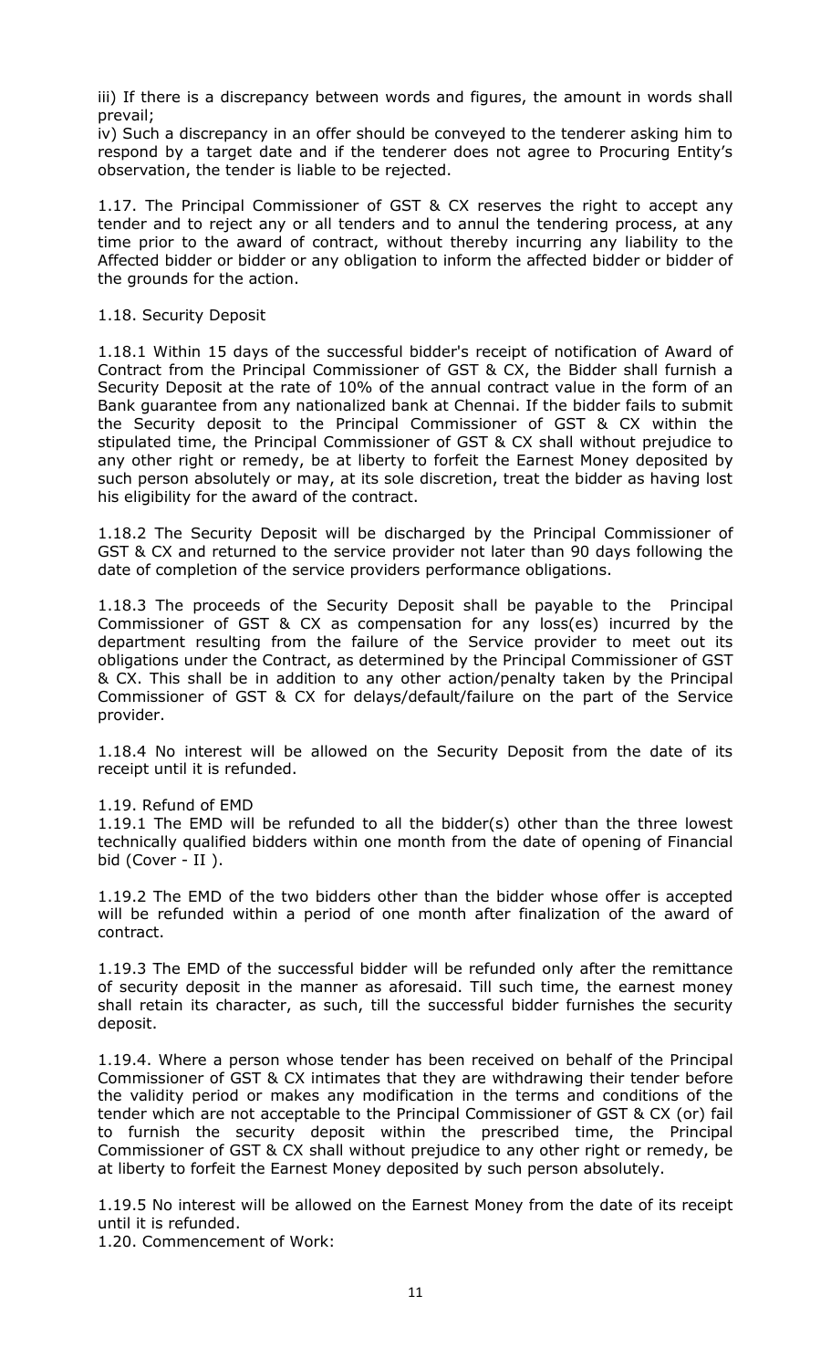iii) If there is a discrepancy between words and figures, the amount in words shall prevail;

iv) Such a discrepancy in an offer should be conveyed to the tenderer asking him to respond by a target date and if the tenderer does not agree to Procuring Entity's observation, the tender is liable to be rejected.

1.17. The Principal Commissioner of GST & CX reserves the right to accept any tender and to reject any or all tenders and to annul the tendering process, at any time prior to the award of contract, without thereby incurring any liability to the Affected bidder or bidder or any obligation to inform the affected bidder or bidder of the grounds for the action.

1.18. Security Deposit

1.18.1 Within 15 days of the successful bidder's receipt of notification of Award of Contract from the Principal Commissioner of GST & CX, the Bidder shall furnish a Security Deposit at the rate of 10% of the annual contract value in the form of an Bank guarantee from any nationalized bank at Chennai. If the bidder fails to submit the Security deposit to the Principal Commissioner of GST & CX within the stipulated time, the Principal Commissioner of GST & CX shall without prejudice to any other right or remedy, be at liberty to forfeit the Earnest Money deposited by such person absolutely or may, at its sole discretion, treat the bidder as having lost his eligibility for the award of the contract.

1.18.2 The Security Deposit will be discharged by the Principal Commissioner of GST & CX and returned to the service provider not later than 90 days following the date of completion of the service providers performance obligations.

1.18.3 The proceeds of the Security Deposit shall be payable to the Principal Commissioner of GST & CX as compensation for any loss(es) incurred by the department resulting from the failure of the Service provider to meet out its obligations under the Contract, as determined by the Principal Commissioner of GST & CX. This shall be in addition to any other action/penalty taken by the Principal Commissioner of GST & CX for delays/default/failure on the part of the Service provider.

1.18.4 No interest will be allowed on the Security Deposit from the date of its receipt until it is refunded.

1.19. Refund of EMD

1.19.1 The EMD will be refunded to all the bidder(s) other than the three lowest technically qualified bidders within one month from the date of opening of Financial bid (Cover - II ).

1.19.2 The EMD of the two bidders other than the bidder whose offer is accepted will be refunded within a period of one month after finalization of the award of contract.

1.19.3 The EMD of the successful bidder will be refunded only after the remittance of security deposit in the manner as aforesaid. Till such time, the earnest money shall retain its character, as such, till the successful bidder furnishes the security deposit.

1.19.4. Where a person whose tender has been received on behalf of the Principal Commissioner of GST & CX intimates that they are withdrawing their tender before the validity period or makes any modification in the terms and conditions of the tender which are not acceptable to the Principal Commissioner of GST & CX (or) fail to furnish the security deposit within the prescribed time, the Principal Commissioner of GST & CX shall without prejudice to any other right or remedy, be at liberty to forfeit the Earnest Money deposited by such person absolutely.

1.19.5 No interest will be allowed on the Earnest Money from the date of its receipt until it is refunded.

1.20. Commencement of Work: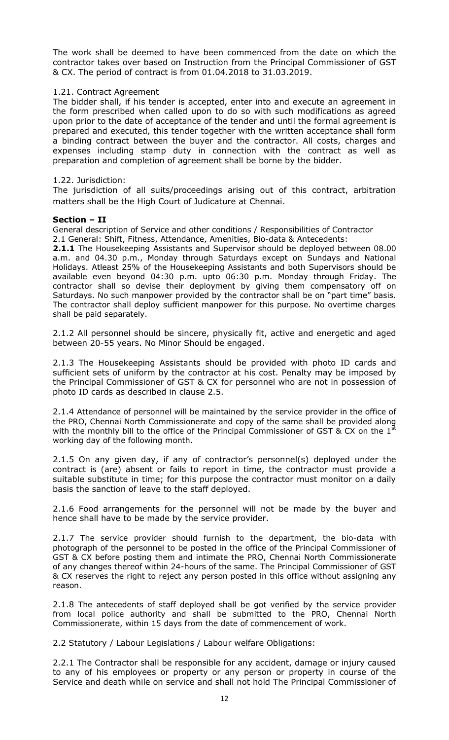The work shall be deemed to have been commenced from the date on which the contractor takes over based on Instruction from the Principal Commissioner of GST & CX. The period of contract is from 01.04.2018 to 31.03.2019.

1.21. Contract Agreement

The bidder shall, if his tender is accepted, enter into and execute an agreement in the form prescribed when called upon to do so with such modifications as agreed upon prior to the date of acceptance of the tender and until the formal agreement is prepared and executed, this tender together with the written acceptance shall form a binding contract between the buyer and the contractor. All costs, charges and expenses including stamp duty in connection with the contract as well as preparation and completion of agreement shall be borne by the bidder.

1.22. Jurisdiction:

The jurisdiction of all suits/proceedings arising out of this contract, arbitration matters shall be the High Court of Judicature at Chennai.

## Section – II

General description of Service and other conditions / Responsibilities of Contractor

2.1 General: Shift, Fitness, Attendance, Amenities, Bio-data & Antecedents:

**2.1.1** The Housekeeping Assistants and Supervisor should be deployed between 08.00 a.m. and 04.30 p.m., Monday through Saturdays except on Sundays and National Holidays. Atleast 25% of the Housekeeping Assistants and both Supervisors should be available even beyond 04:30 p.m. upto 06:30 p.m. Monday through Friday. The contractor shall so devise their deployment by giving them compensatory off on Saturdays. No such manpower provided by the contractor shall be on "part time" basis. The contractor shall deploy sufficient manpower for this purpose. No overtime charges shall be paid separately.

2.1.2 All personnel should be sincere, physically fit, active and energetic and aged between 20-55 years. No Minor Should be engaged.

2.1.3 The Housekeeping Assistants should be provided with photo ID cards and sufficient sets of uniform by the contractor at his cost. Penalty may be imposed by the Principal Commissioner of GST & CX for personnel who are not in possession of photo ID cards as described in clause 2.5.

2.1.4 Attendance of personnel will be maintained by the service provider in the office of the PRO, Chennai North Commissionerate and copy of the same shall be provided along with the monthly bill to the office of the Principal Commissioner of GST & CX on the 1st working day of the following month.

2.1.5 On any given day, if any of contractor's personnel(s) deployed under the contract is (are) absent or fails to report in time, the contractor must provide a suitable substitute in time; for this purpose the contractor must monitor on a daily basis the sanction of leave to the staff deployed.

2.1.6 Food arrangements for the personnel will not be made by the buyer and hence shall have to be made by the service provider.

2.1.7 The service provider should furnish to the department, the bio-data with photograph of the personnel to be posted in the office of the Principal Commissioner of GST & CX before posting them and intimate the PRO, Chennai North Commissionerate of any changes thereof within 24-hours of the same. The Principal Commissioner of GST & CX reserves the right to reject any person posted in this office without assigning any reason.

2.1.8 The antecedents of staff deployed shall be got verified by the service provider from local police authority and shall be submitted to the PRO, Chennai North Commissionerate, within 15 days from the date of commencement of work.

2.2 Statutory / Labour Legislations / Labour welfare Obligations:

2.2.1 The Contractor shall be responsible for any accident, damage or injury caused to any of his employees or property or any person or property in course of the Service and death while on service and shall not hold The Principal Commissioner of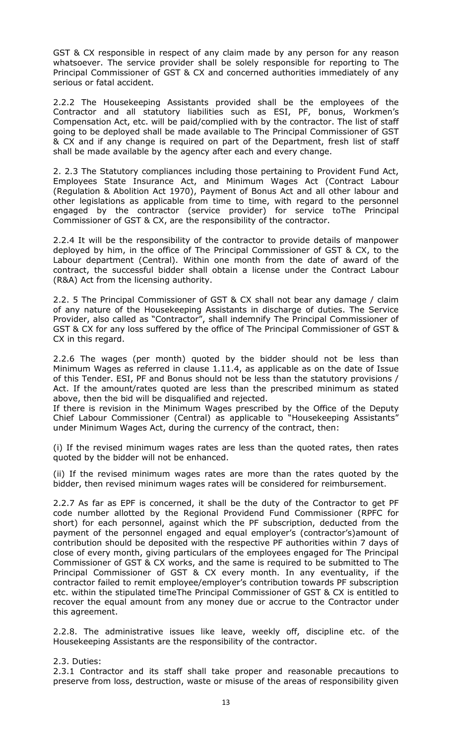GST & CX responsible in respect of any claim made by any person for any reason whatsoever. The service provider shall be solely responsible for reporting to The Principal Commissioner of GST & CX and concerned authorities immediately of any serious or fatal accident.

2.2.2 The Housekeeping Assistants provided shall be the employees of the Contractor and all statutory liabilities such as ESI, PF, bonus, Workmen's Compensation Act, etc. will be paid/complied with by the contractor. The list of staff going to be deployed shall be made available to The Principal Commissioner of GST & CX and if any change is required on part of the Department, fresh list of staff shall be made available by the agency after each and every change.

2. 2.3 The Statutory compliances including those pertaining to Provident Fund Act, Employees State Insurance Act, and Minimum Wages Act (Contract Labour (Regulation & Abolition Act 1970), Payment of Bonus Act and all other labour and other legislations as applicable from time to time, with regard to the personnel engaged by the contractor (service provider) for service toThe Principal Commissioner of GST & CX, are the responsibility of the contractor.

2.2.4 It will be the responsibility of the contractor to provide details of manpower deployed by him, in the office of The Principal Commissioner of GST & CX, to the Labour department (Central). Within one month from the date of award of the contract, the successful bidder shall obtain a license under the Contract Labour (R&A) Act from the licensing authority.

2.2. 5 The Principal Commissioner of GST & CX shall not bear any damage / claim of any nature of the Housekeeping Assistants in discharge of duties. The Service Provider, also called as "Contractor", shall indemnify The Principal Commissioner of GST & CX for any loss suffered by the office of The Principal Commissioner of GST & CX in this regard.

2.2.6 The wages (per month) quoted by the bidder should not be less than Minimum Wages as referred in clause 1.11.4, as applicable as on the date of Issue of this Tender. ESI, PF and Bonus should not be less than the statutory provisions / Act. If the amount/rates quoted are less than the prescribed minimum as stated above, then the bid will be disqualified and rejected.

If there is revision in the Minimum Wages prescribed by the Office of the Deputy Chief Labour Commissioner (Central) as applicable to "Housekeeping Assistants" under Minimum Wages Act, during the currency of the contract, then:

(i) If the revised minimum wages rates are less than the quoted rates, then rates quoted by the bidder will not be enhanced.

(ii) If the revised minimum wages rates are more than the rates quoted by the bidder, then revised minimum wages rates will be considered for reimbursement.

2.2.7 As far as EPF is concerned, it shall be the duty of the Contractor to get PF code number allotted by the Regional Providend Fund Commissioner (RPFC for short) for each personnel, against which the PF subscription, deducted from the payment of the personnel engaged and equal employer's (contractor's)amount of contribution should be deposited with the respective PF authorities within 7 days of close of every month, giving particulars of the employees engaged for The Principal Commissioner of GST & CX works, and the same is required to be submitted to The Principal Commissioner of GST & CX every month. In any eventuality, if the contractor failed to remit employee/employer's contribution towards PF subscription etc. within the stipulated timeThe Principal Commissioner of GST & CX is entitled to recover the equal amount from any money due or accrue to the Contractor under this agreement.

2.2.8. The administrative issues like leave, weekly off, discipline etc. of the Housekeeping Assistants are the responsibility of the contractor.

2.3. Duties:

2.3.1 Contractor and its staff shall take proper and reasonable precautions to preserve from loss, destruction, waste or misuse of the areas of responsibility given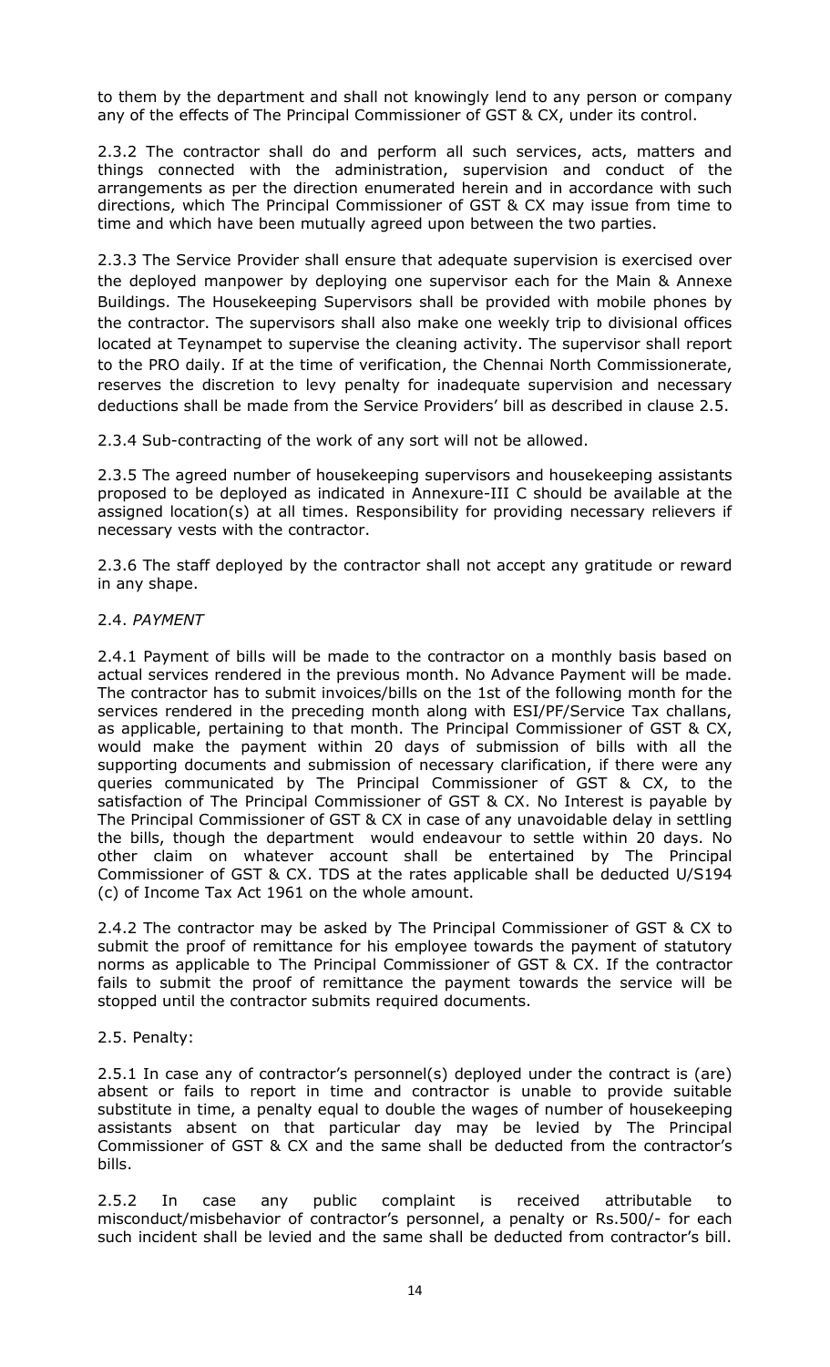to them by the department and shall not knowingly lend to any person or company any of the effects of The Principal Commissioner of GST & CX, under its control.

2.3.2 The contractor shall do and perform all such services, acts, matters and things connected with the administration, supervision and conduct of the arrangements as per the direction enumerated herein and in accordance with such directions, which The Principal Commissioner of GST & CX may issue from time to time and which have been mutually agreed upon between the two parties.

2.3.3 The Service Provider shall ensure that adequate supervision is exercised over the deployed manpower by deploying one supervisor each for the Main & Annexe Buildings. The Housekeeping Supervisors shall be provided with mobile phones by the contractor. The supervisors shall also make one weekly trip to divisional offices located at Teynampet to supervise the cleaning activity. The supervisor shall report to the PRO daily. If at the time of verification, the Chennai North Commissionerate, reserves the discretion to levy penalty for inadequate supervision and necessary deductions shall be made from the Service Providers' bill as described in clause 2.5.

2.3.4 Sub-contracting of the work of any sort will not be allowed.

2.3.5 The agreed number of housekeeping supervisors and housekeeping assistants proposed to be deployed as indicated in Annexure-III C should be available at the assigned location(s) at all times. Responsibility for providing necessary relievers if necessary vests with the contractor.

2.3.6 The staff deployed by the contractor shall not accept any gratitude or reward in any shape.

2.4. *PAYMENT*

2.4.1 Payment of bills will be made to the contractor on a monthly basis based on actual services rendered in the previous month. No Advance Payment will be made. The contractor has to submit invoices/bills on the 1st of the following month for the services rendered in the preceding month along with ESI/PF/Service Tax challans, as applicable, pertaining to that month. The Principal Commissioner of GST & CX, would make the payment within 20 days of submission of bills with all the supporting documents and submission of necessary clarification, if there were any queries communicated by The Principal Commissioner of GST & CX, to the satisfaction of The Principal Commissioner of GST & CX. No Interest is payable by The Principal Commissioner of GST & CX in case of any unavoidable delay in settling the bills, though the department would endeavour to settle within 20 days. No other claim on whatever account shall be entertained by The Principal Commissioner of GST & CX. TDS at the rates applicable shall be deducted U/S194 (c) of Income Tax Act 1961 on the whole amount.

2.4.2 The contractor may be asked by The Principal Commissioner of GST & CX to submit the proof of remittance for his employee towards the payment of statutory norms as applicable to The Principal Commissioner of GST & CX. If the contractor fails to submit the proof of remittance the payment towards the service will be stopped until the contractor submits required documents.

2.5. Penalty:

2.5.1 In case any of contractor's personnel(s) deployed under the contract is (are) absent or fails to report in time and contractor is unable to provide suitable substitute in time, a penalty equal to double the wages of number of housekeeping assistants absent on that particular day may be levied by The Principal Commissioner of GST & CX and the same shall be deducted from the contractor's bills.

2.5.2 In case any public complaint is received attributable to misconduct/misbehavior of contractor's personnel, a penalty or Rs.500/- for each such incident shall be levied and the same shall be deducted from contractor's bill.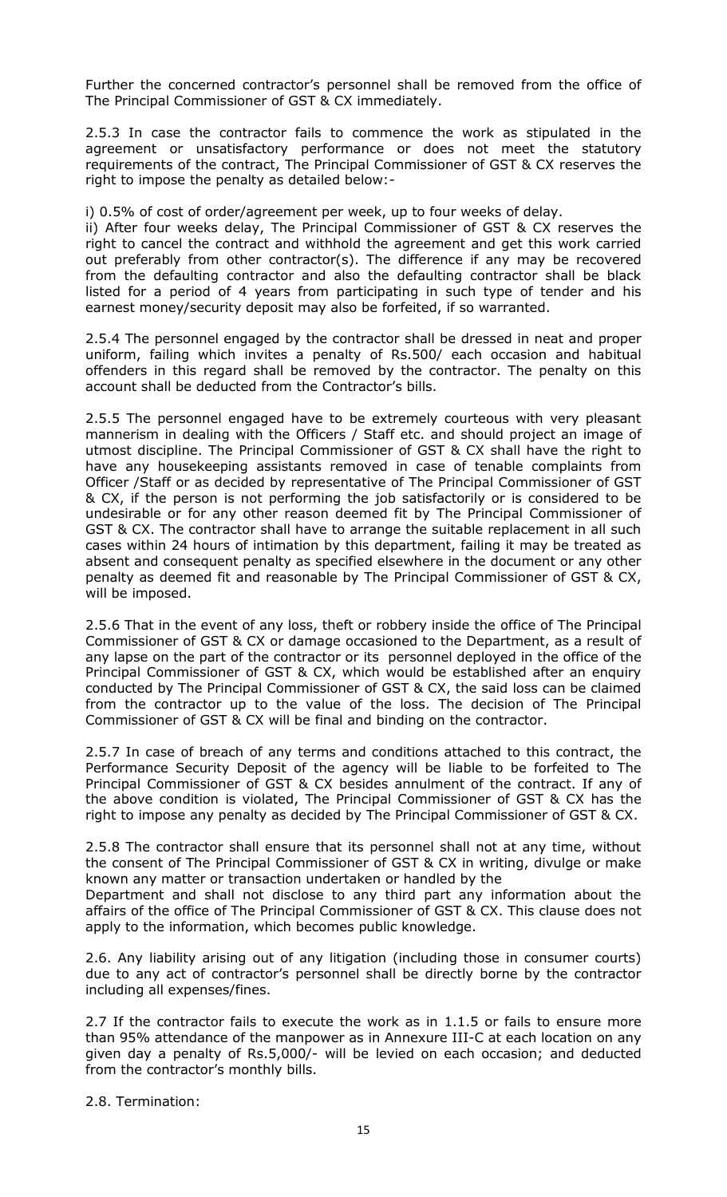Further the concerned contractor's personnel shall be removed from the office of The Principal Commissioner of GST & CX immediately.

2.5.3 In case the contractor fails to commence the work as stipulated in the agreement or unsatisfactory performance or does not meet the statutory requirements of the contract, The Principal Commissioner of GST & CX reserves the right to impose the penalty as detailed below:-

i) 0.5% of cost of order/agreement per week, up to four weeks of delay.
ii) After four weeks delay, The Principal Commissioner of GST & CX reserves the right to cancel the contract and withhold the agreement and get this work carried out preferably from other contractor(s). The difference if any may be recovered from the defaulting contractor and also the defaulting contractor shall be black listed for a period of 4 years from participating in such type of tender and his earnest money/security deposit may also be forfeited, if so warranted.

2.5.4 The personnel engaged by the contractor shall be dressed in neat and proper uniform, failing which invites a penalty of Rs.500/ each occasion and habitual offenders in this regard shall be removed by the contractor. The penalty on this account shall be deducted from the Contractor's bills.

2.5.5 The personnel engaged have to be extremely courteous with very pleasant mannerism in dealing with the Officers / Staff etc. and should project an image of utmost discipline. The Principal Commissioner of GST & CX shall have the right to have any housekeeping assistants removed in case of tenable complaints from Officer /Staff or as decided by representative of The Principal Commissioner of GST & CX, if the person is not performing the job satisfactorily or is considered to be undesirable or for any other reason deemed fit by The Principal Commissioner of GST & CX. The contractor shall have to arrange the suitable replacement in all such cases within 24 hours of intimation by this department, failing it may be treated as absent and consequent penalty as specified elsewhere in the document or any other penalty as deemed fit and reasonable by The Principal Commissioner of GST & CX, will be imposed.

2.5.6 That in the event of any loss, theft or robbery inside the office of The Principal Commissioner of GST & CX or damage occasioned to the Department, as a result of any lapse on the part of the contractor or its personnel deployed in the office of the Principal Commissioner of GST & CX, which would be established after an enquiry conducted by The Principal Commissioner of GST & CX, the said loss can be claimed from the contractor up to the value of the loss. The decision of The Principal Commissioner of GST & CX will be final and binding on the contractor.

2.5.7 In case of breach of any terms and conditions attached to this contract, the Performance Security Deposit of the agency will be liable to be forfeited to The Principal Commissioner of GST & CX besides annulment of the contract. If any of the above condition is violated, The Principal Commissioner of GST & CX has the right to impose any penalty as decided by The Principal Commissioner of GST & CX.

2.5.8 The contractor shall ensure that its personnel shall not at any time, without the consent of The Principal Commissioner of GST & CX in writing, divulge or make known any matter or transaction undertaken or handled by the
Department and shall not disclose to any third part any information about the affairs of the office of The Principal Commissioner of GST & CX. This clause does not apply to the information, which becomes public knowledge.

2.6. Any liability arising out of any litigation (including those in consumer courts) due to any act of contractor's personnel shall be directly borne by the contractor including all expenses/fines.

2.7 If the contractor fails to execute the work as in 1.1.5 or fails to ensure more than 95% attendance of the manpower as in Annexure III-C at each location on any given day a penalty of Rs.5,000/- will be levied on each occasion; and deducted from the contractor's monthly bills.

2.8. Termination: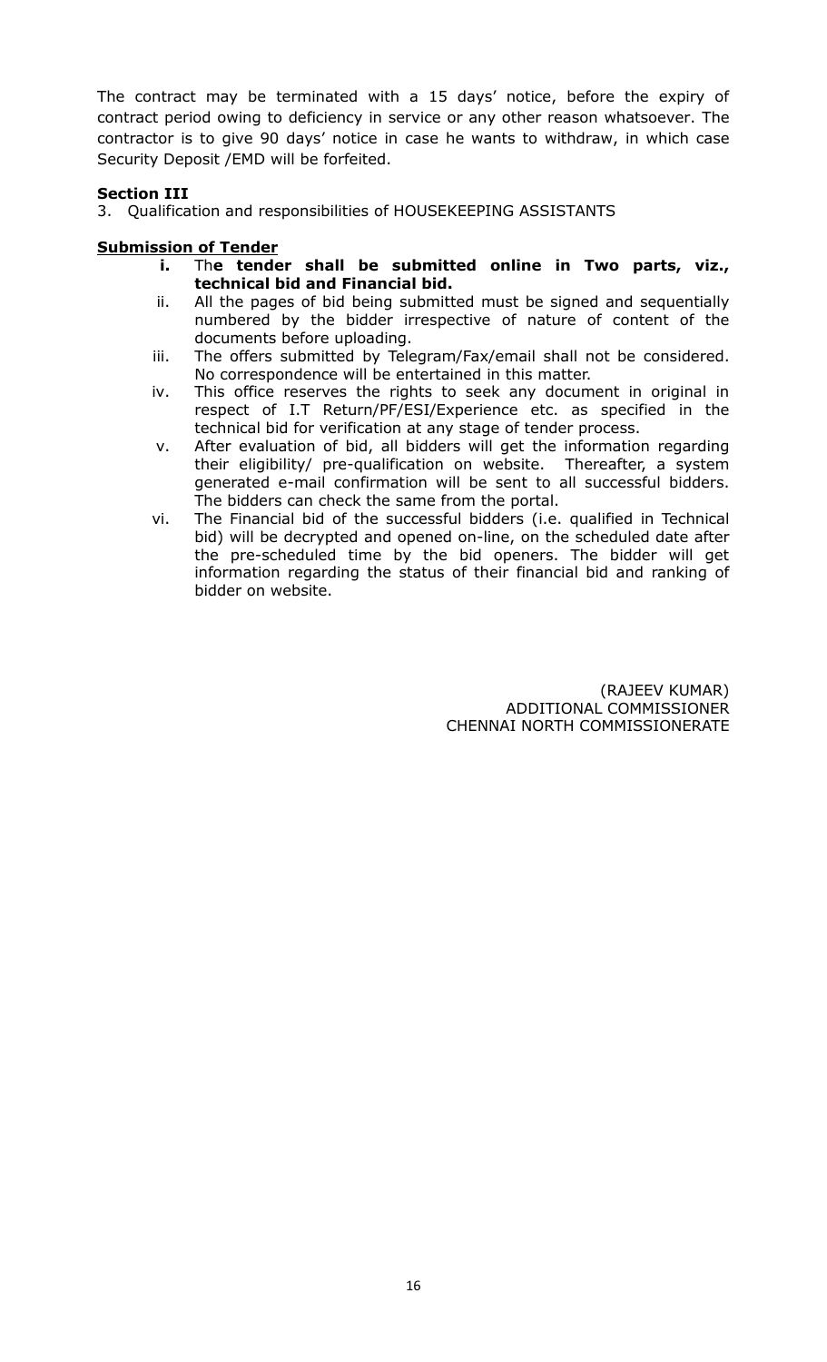The contract may be terminated with a 15 days' notice, before the expiry of contract period owing to deficiency in service or any other reason whatsoever. The contractor is to give 90 days' notice in case he wants to withdraw, in which case Security Deposit /EMD will be forfeited.

**Section III**

3. Qualification and responsibilities of HOUSEKEEPING ASSISTANTS

**Submission of Tender**

i. Th**e tender shall be submitted online in Two parts, viz., technical bid and Financial bid.**
ii. All the pages of bid being submitted must be signed and sequentially numbered by the bidder irrespective of nature of content of the documents before uploading.
iii. The offers submitted by Telegram/Fax/email shall not be considered. No correspondence will be entertained in this matter.
iv. This office reserves the rights to seek any document in original in respect of I.T Return/PF/ESI/Experience etc. as specified in the technical bid for verification at any stage of tender process.
v. After evaluation of bid, all bidders will get the information regarding their eligibility/ pre-qualification on website. Thereafter, a system generated e-mail confirmation will be sent to all successful bidders. The bidders can check the same from the portal.
vi. The Financial bid of the successful bidders (i.e. qualified in Technical bid) will be decrypted and opened on-line, on the scheduled date after the pre-scheduled time by the bid openers. The bidder will get information regarding the status of their financial bid and ranking of bidder on website.

(RAJEEV KUMAR)
ADDITIONAL COMMISSIONER
CHENNAI NORTH COMMISSIONERATE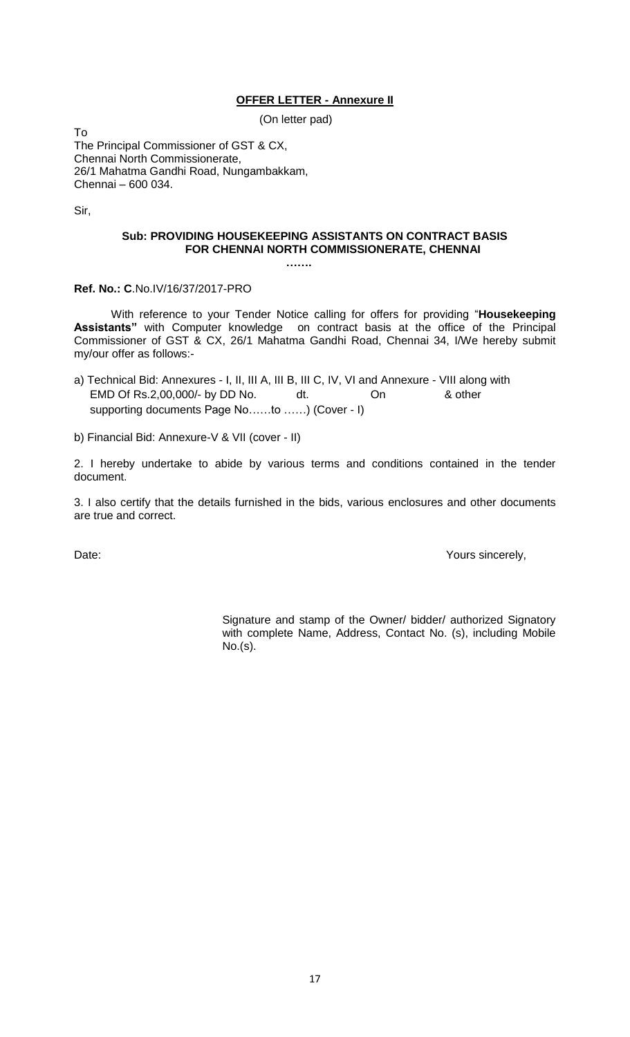**OFFER LETTER - Annexure II**

(On letter pad)

To
The Principal Commissioner of GST & CX,
Chennai North Commissionerate,
26/1 Mahatma Gandhi Road, Nungambakkam,
Chennai – 600 034.

Sir,

**Sub: PROVIDING HOUSEKEEPING ASSISTANTS ON CONTRACT BASIS FOR CHENNAI NORTH COMMISSIONERATE, CHENNAI**

**…….**

**Ref. No.: C**.No.IV/16/37/2017-PRO

With reference to your Tender Notice calling for offers for providing "**Housekeeping Assistants"** with Computer knowledge on contract basis at the office of the Principal Commissioner of GST & CX, 26/1 Mahatma Gandhi Road, Chennai 34, I/We hereby submit my/our offer as follows:-

a) Technical Bid: Annexures - I, II, III A, III B, III C, IV, VI and Annexure - VIII along with EMD Of Rs.2,00,000/- by DD No. dt. On & other supporting documents Page No……to ……) (Cover - I)

b) Financial Bid: Annexure-V & VII (cover - II)

2. I hereby undertake to abide by various terms and conditions contained in the tender document.

3. I also certify that the details furnished in the bids, various enclosures and other documents are true and correct.

Date:

Yours sincerely,

Signature and stamp of the Owner/ bidder/ authorized Signatory with complete Name, Address, Contact No. (s), including Mobile No.(s).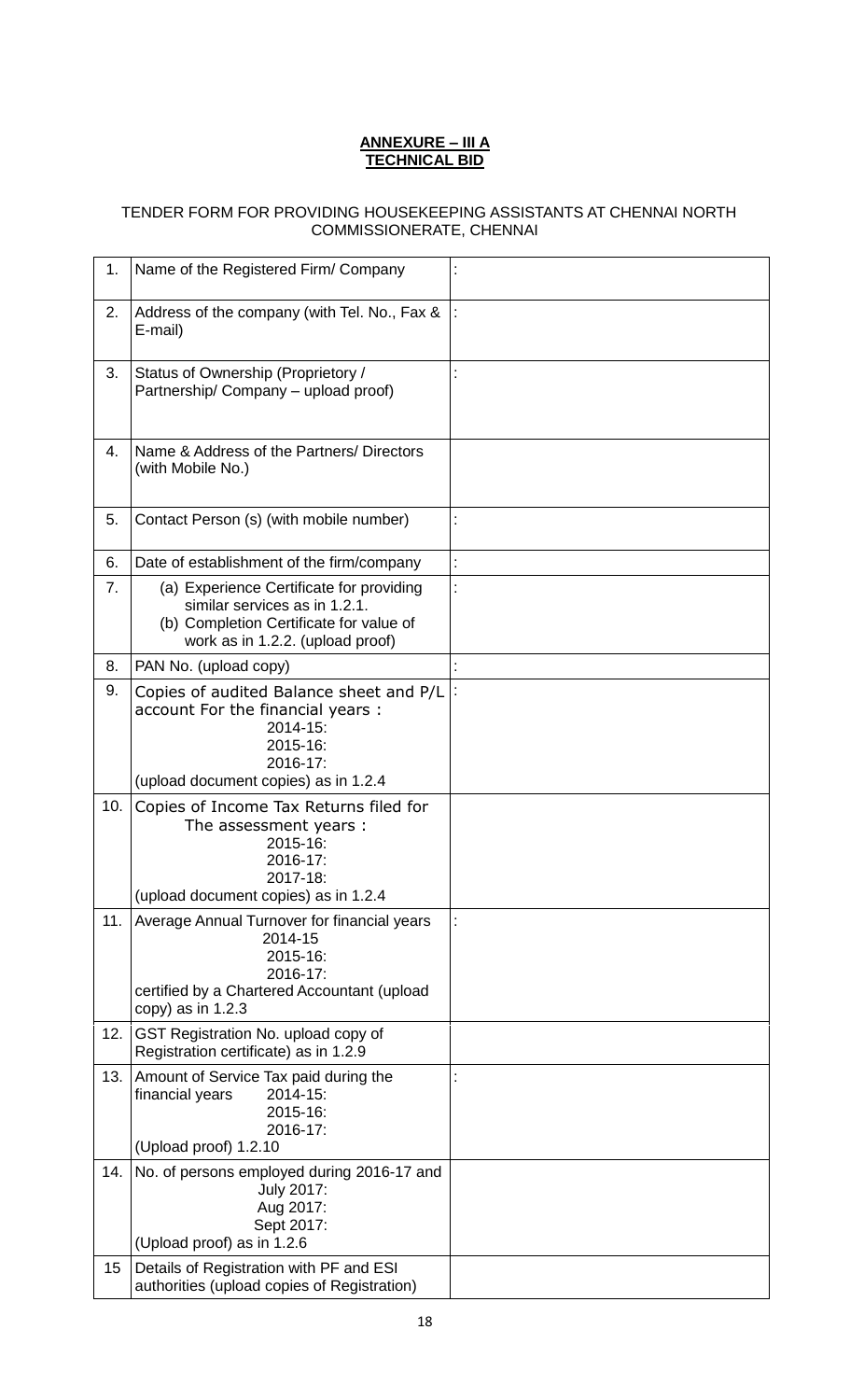**ANNEXURE – III A**
**TECHNICAL BID**

TENDER FORM FOR PROVIDING HOUSEKEEPING ASSISTANTS AT CHENNAI NORTH COMMISSIONERATE, CHENNAI

| | | |
|---|---|---|
| 1. | Name of the Registered Firm/ Company | : |
| 2. | Address of the company (with Tel. No., Fax & E-mail) | : |
| 3. | Status of Ownership (Proprietory / Partnership/ Company – upload proof) | : |
| 4. | Name & Address of the Partners/ Directors (with Mobile No.) | |
| 5. | Contact Person (s) (with mobile number) | : |
| 6. | Date of establishment of the firm/company | : |
| 7. | (a) Experience Certificate for providing similar services as in 1.2.1.<br>(b) Completion Certificate for value of work as in 1.2.2. (upload proof) | : |
| 8. | PAN No. (upload copy) | : |
| 9. | Copies of audited Balance sheet and P/L account For the financial years :<br>2014-15:<br>2015-16:<br>2016-17:<br>(upload document copies) as in 1.2.4 | : |
| 10. | Copies of Income Tax Returns filed for The assessment years :<br>2015-16:<br>2016-17:<br>2017-18:<br>(upload document copies) as in 1.2.4 | |
| 11. | Average Annual Turnover for financial years<br>2014-15<br>2015-16:<br>2016-17:<br>certified by a Chartered Accountant (upload copy) as in 1.2.3 | : |
| 12. | GST Registration No. upload copy of Registration certificate) as in 1.2.9 | |
| 13. | Amount of Service Tax paid during the financial years 2014-15:<br>2015-16:<br>2016-17:<br>(Upload proof) 1.2.10 | : |
| 14. | No. of persons employed during 2016-17 and<br>July 2017:<br>Aug 2017:<br>Sept 2017:<br>(Upload proof) as in 1.2.6 | |
| 15 | Details of Registration with PF and ESI authorities (upload copies of Registration) | |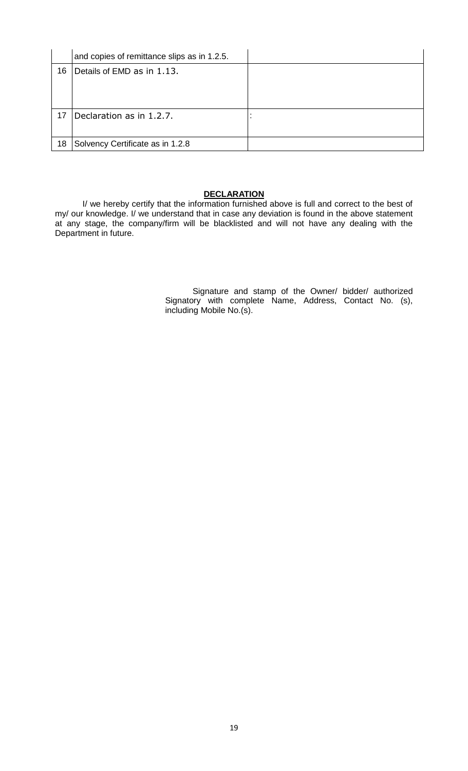|  |  |  |
|---|---|---|
|  | and copies of remittance slips as in 1.2.5. |  |
| 16 | Details of EMD as in 1.13. |  |
| 17 | Declaration as in 1.2.7. | : |
| 18 | Solvency Certificate as in 1.2.8 |  |

**DECLARATION**

I/ we hereby certify that the information furnished above is full and correct to the best of my/ our knowledge. I/ we understand that in case any deviation is found in the above statement at any stage, the company/firm will be blacklisted and will not have any dealing with the Department in future.

Signature and stamp of the Owner/ bidder/ authorized Signatory with complete Name, Address, Contact No. (s), including Mobile No.(s).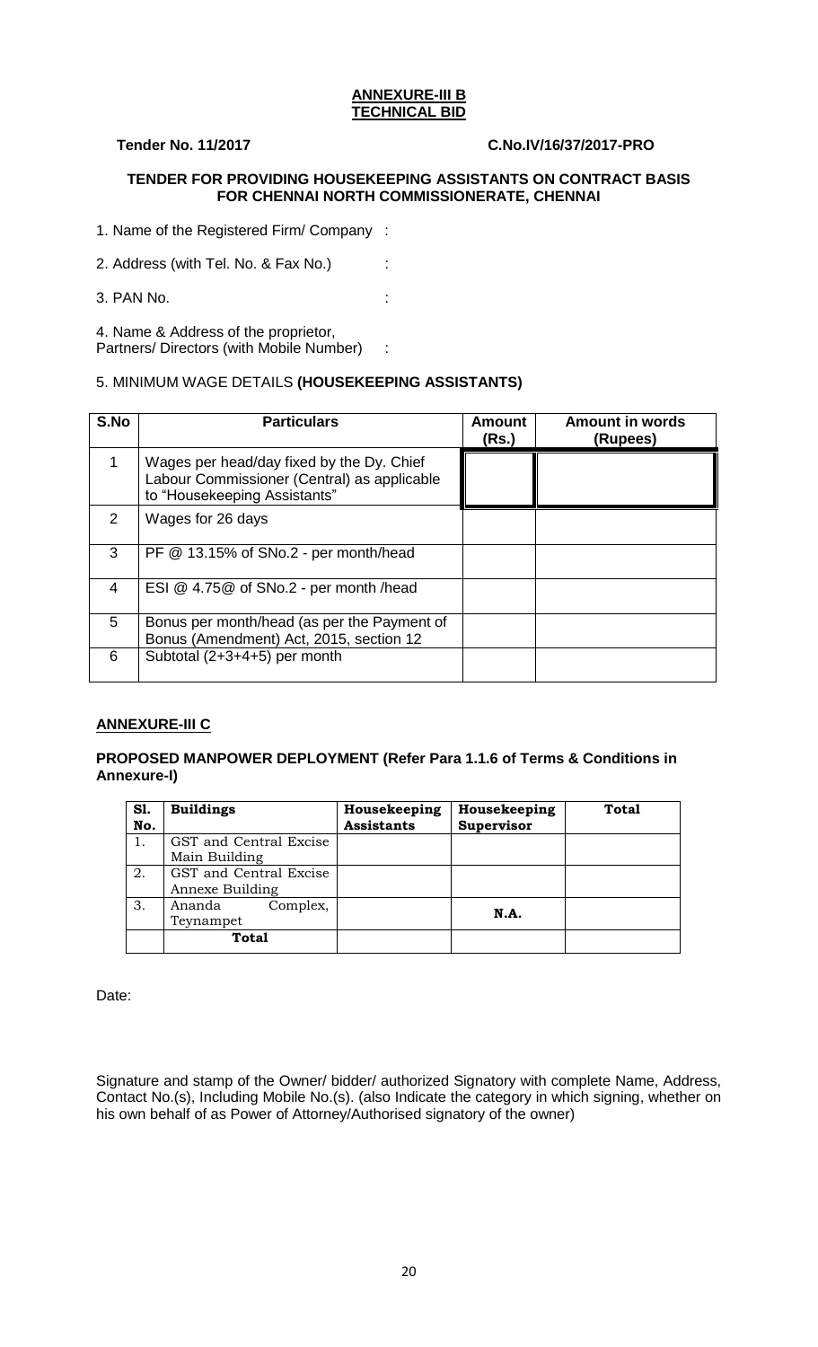## ANNEXURE-III B
## TECHNICAL BID

**Tender No. 11/2017** **C.No.IV/16/37/2017-PRO**

**TENDER FOR PROVIDING HOUSEKEEPING ASSISTANTS ON CONTRACT BASIS FOR CHENNAI NORTH COMMISSIONERATE, CHENNAI**

1. Name of the Registered Firm/ Company :

2. Address (with Tel. No. & Fax No.) :

3. PAN No. :

4. Name & Address of the proprietor, Partners/ Directors (with Mobile Number) :

5. MINIMUM WAGE DETAILS **(HOUSEKEEPING ASSISTANTS)**

| S.No | Particulars | Amount (Rs.) | Amount in words (Rupees) |
|---|---|---|---|
| 1 | Wages per head/day fixed by the Dy. Chief Labour Commissioner (Central) as applicable to "Housekeeping Assistants" | | |
| 2 | Wages for 26 days | | |
| 3 | PF @ 13.15% of SNo.2 - per month/head | | |
| 4 | ESI @ 4.75@ of SNo.2 - per month /head | | |
| 5 | Bonus per month/head (as per the Payment of Bonus (Amendment) Act, 2015, section 12 | | |
| 6 | Subtotal (2+3+4+5) per month | | |

### ANNEXURE-III C

**PROPOSED MANPOWER DEPLOYMENT (Refer Para 1.1.6 of Terms & Conditions in Annexure-I)**

| Sl. No. | Buildings | Housekeeping Assistants | Housekeeping Supervisor | Total |
|---|---|---|---|---|
| 1. | GST and Central Excise Main Building | | | |
| 2. | GST and Central Excise Annexe Building | | | |
| 3. | Ananda Complex, Teynampet | | **N.A.** | |
| | **Total** | | | |

Date:

Signature and stamp of the Owner/ bidder/ authorized Signatory with complete Name, Address, Contact No.(s), Including Mobile No.(s). (also Indicate the category in which signing, whether on his own behalf of as Power of Attorney/Authorised signatory of the owner)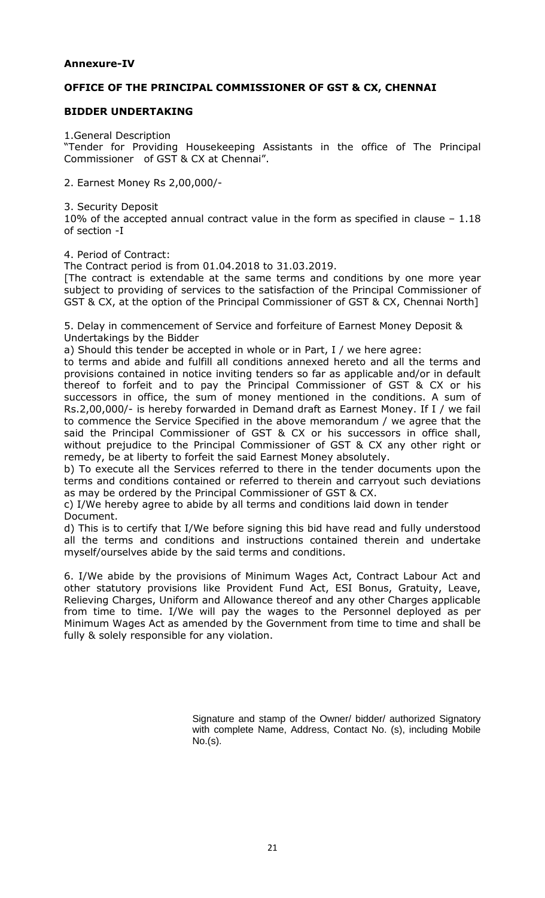**Annexure-IV**

**OFFICE OF THE PRINCIPAL COMMISSIONER OF GST & CX, CHENNAI**

**BIDDER UNDERTAKING**

1.General Description
"Tender for Providing Housekeeping Assistants in the office of The Principal Commissioner of GST & CX at Chennai".

2. Earnest Money Rs 2,00,000/-

3. Security Deposit
10% of the accepted annual contract value in the form as specified in clause – 1.18 of section -I

4. Period of Contract:
The Contract period is from 01.04.2018 to 31.03.2019.
[The contract is extendable at the same terms and conditions by one more year subject to providing of services to the satisfaction of the Principal Commissioner of GST & CX, at the option of the Principal Commissioner of GST & CX, Chennai North]

5. Delay in commencement of Service and forfeiture of Earnest Money Deposit & Undertakings by the Bidder

a) Should this tender be accepted in whole or in Part, I / we here agree:
to terms and abide and fulfill all conditions annexed hereto and all the terms and provisions contained in notice inviting tenders so far as applicable and/or in default thereof to forfeit and to pay the Principal Commissioner of GST & CX or his successors in office, the sum of money mentioned in the conditions. A sum of Rs.2,00,000/- is hereby forwarded in Demand draft as Earnest Money. If I / we fail to commence the Service Specified in the above memorandum / we agree that the said the Principal Commissioner of GST & CX or his successors in office shall, without prejudice to the Principal Commissioner of GST & CX any other right or remedy, be at liberty to forfeit the said Earnest Money absolutely.

b) To execute all the Services referred to there in the tender documents upon the terms and conditions contained or referred to therein and carryout such deviations as may be ordered by the Principal Commissioner of GST & CX.

c) I/We hereby agree to abide by all terms and conditions laid down in tender Document.

d) This is to certify that I/We before signing this bid have read and fully understood all the terms and conditions and instructions contained therein and undertake myself/ourselves abide by the said terms and conditions.

6. I/We abide by the provisions of Minimum Wages Act, Contract Labour Act and other statutory provisions like Provident Fund Act, ESI Bonus, Gratuity, Leave, Relieving Charges, Uniform and Allowance thereof and any other Charges applicable from time to time. I/We will pay the wages to the Personnel deployed as per Minimum Wages Act as amended by the Government from time to time and shall be fully & solely responsible for any violation.

Signature and stamp of the Owner/ bidder/ authorized Signatory with complete Name, Address, Contact No. (s), including Mobile No.(s).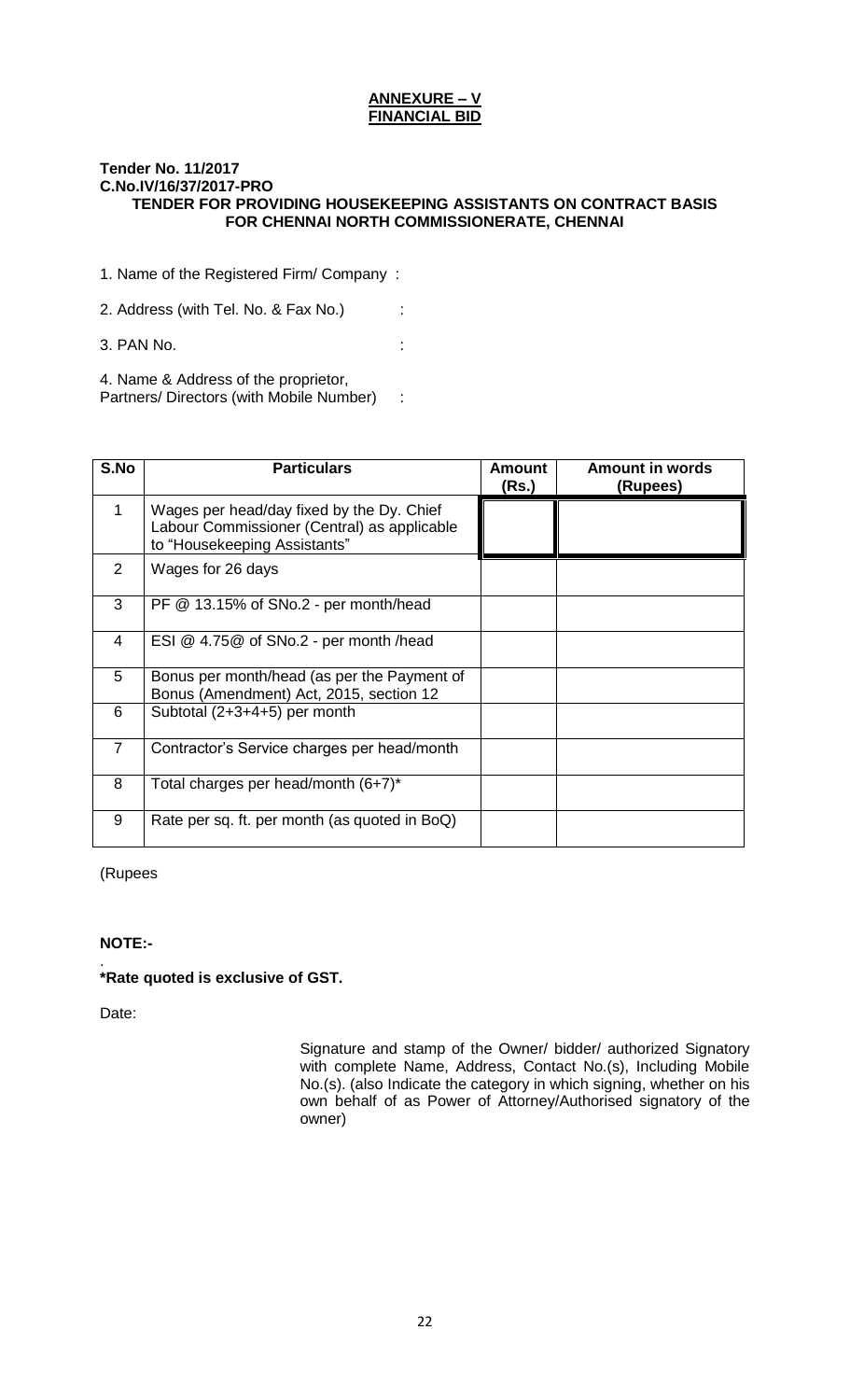**ANNEXURE – V**
**FINANCIAL BID**

**Tender No. 11/2017**
**C.No.IV/16/37/2017-PRO**
**TENDER FOR PROVIDING HOUSEKEEPING ASSISTANTS ON CONTRACT BASIS FOR CHENNAI NORTH COMMISSIONERATE, CHENNAI**

1. Name of the Registered Firm/ Company :

2. Address (with Tel. No. & Fax No.) :

3. PAN No. :

4. Name & Address of the proprietor, Partners/ Directors (with Mobile Number) :

| S.No | Particulars | Amount (Rs.) | Amount in words (Rupees) |
|---|---|---|---|
| 1 | Wages per head/day fixed by the Dy. Chief Labour Commissioner (Central) as applicable to "Housekeeping Assistants" | | |
| 2 | Wages for 26 days | | |
| 3 | PF @ 13.15% of SNo.2 - per month/head | | |
| 4 | ESI @ 4.75@ of SNo.2 - per month /head | | |
| 5 | Bonus per month/head (as per the Payment of Bonus (Amendment) Act, 2015, section 12 | | |
| 6 | Subtotal (2+3+4+5) per month | | |
| 7 | Contractor's Service charges per head/month | | |
| 8 | Total charges per head/month (6+7)* | | |
| 9 | Rate per sq. ft. per month (as quoted in BoQ) | | |

(Rupees

**NOTE:-**

.
**\*Rate quoted is exclusive of GST.**

Date:

Signature and stamp of the Owner/ bidder/ authorized Signatory with complete Name, Address, Contact No.(s), Including Mobile No.(s). (also Indicate the category in which signing, whether on his own behalf of as Power of Attorney/Authorised signatory of the owner)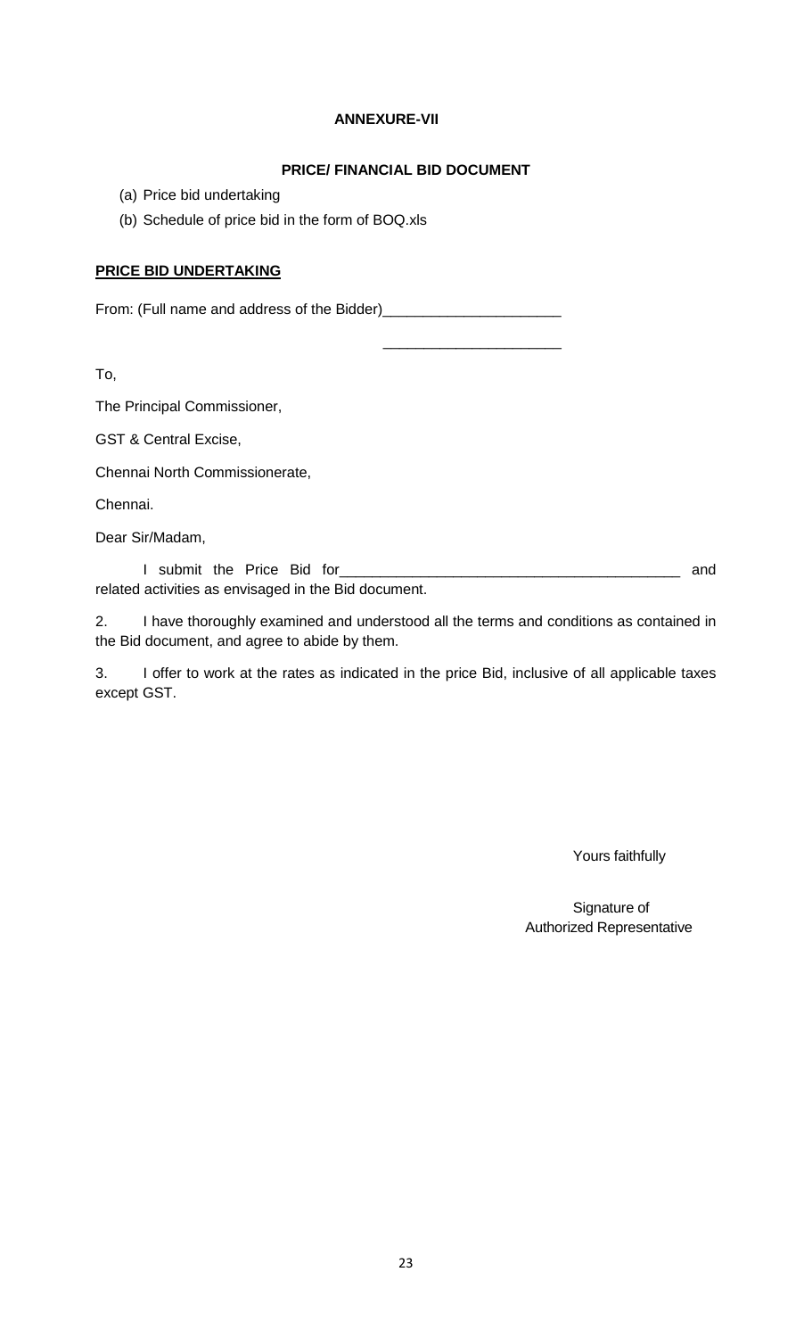**ANNEXURE-VII**

**PRICE/ FINANCIAL BID DOCUMENT**

(a) Price bid undertaking

(b) Schedule of price bid in the form of BOQ.xls

**PRICE BID UNDERTAKING**

From: (Full name and address of the Bidder)______________________

______________________

To,

The Principal Commissioner,

GST & Central Excise,

Chennai North Commissionerate,

Chennai.

Dear Sir/Madam,

I submit the Price Bid for___________________________________________ and related activities as envisaged in the Bid document.

2. I have thoroughly examined and understood all the terms and conditions as contained in the Bid document, and agree to abide by them.

3. I offer to work at the rates as indicated in the price Bid, inclusive of all applicable taxes except GST.

Yours faithfully

Signature of
Authorized Representative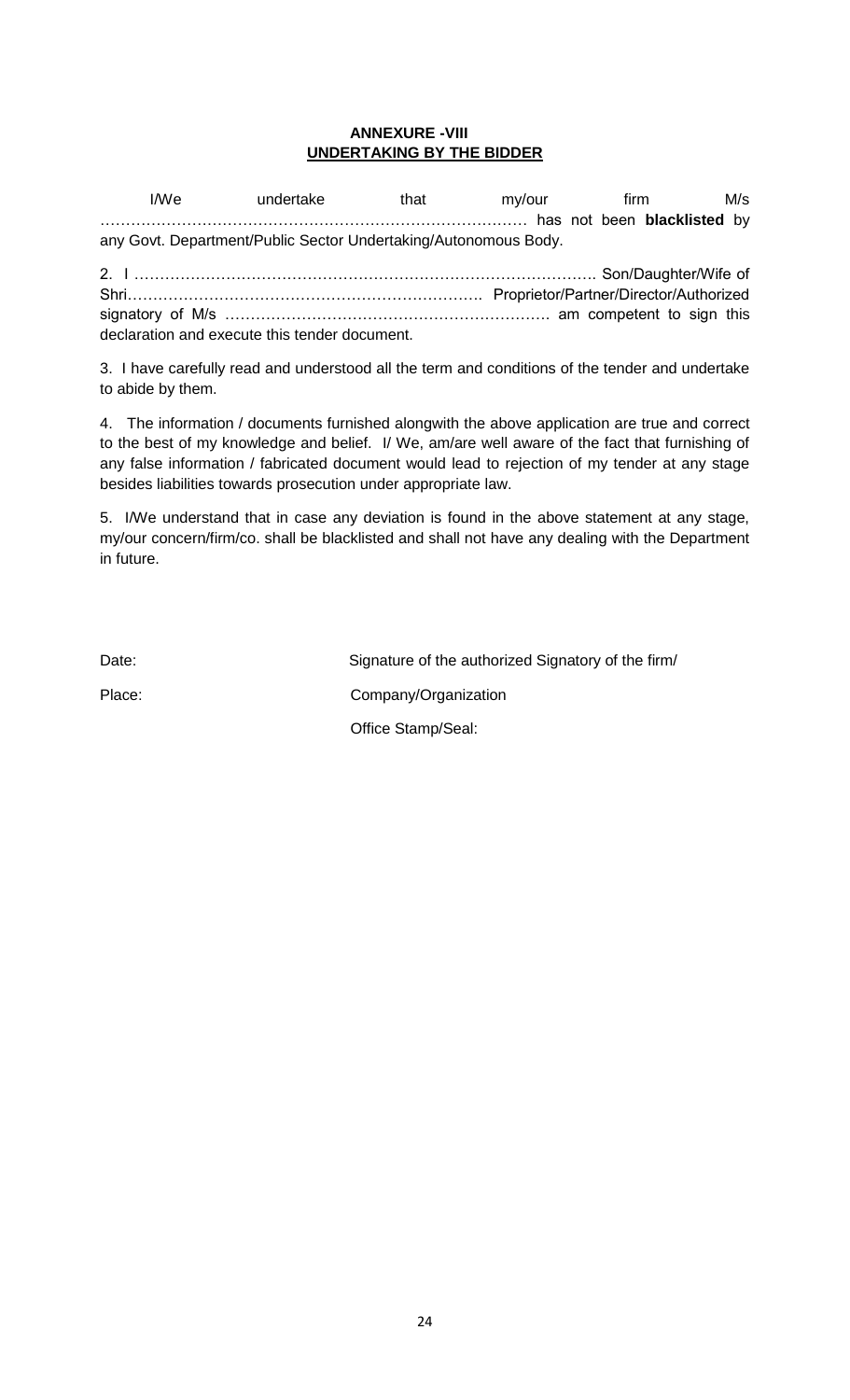**ANNEXURE -VIII**

**UNDERTAKING BY THE BIDDER**

I/We undertake that my/our firm M/s ………………………………………………………………………… has not been **blacklisted** by any Govt. Department/Public Sector Undertaking/Autonomous Body.

2. I ……………………………………………………………………………. Son/Daughter/Wife of Shri……………………………………………………………. Proprietor/Partner/Director/Authorized signatory of M/s ………………………………………………………. am competent to sign this declaration and execute this tender document.

3. I have carefully read and understood all the term and conditions of the tender and undertake to abide by them.

4. The information / documents furnished alongwith the above application are true and correct to the best of my knowledge and belief. I/ We, am/are well aware of the fact that furnishing of any false information / fabricated document would lead to rejection of my tender at any stage besides liabilities towards prosecution under appropriate law.

5. I/We understand that in case any deviation is found in the above statement at any stage, my/our concern/firm/co. shall be blacklisted and shall not have any dealing with the Department in future.

Date: Signature of the authorized Signatory of the firm/

Place: Company/Organization

Office Stamp/Seal: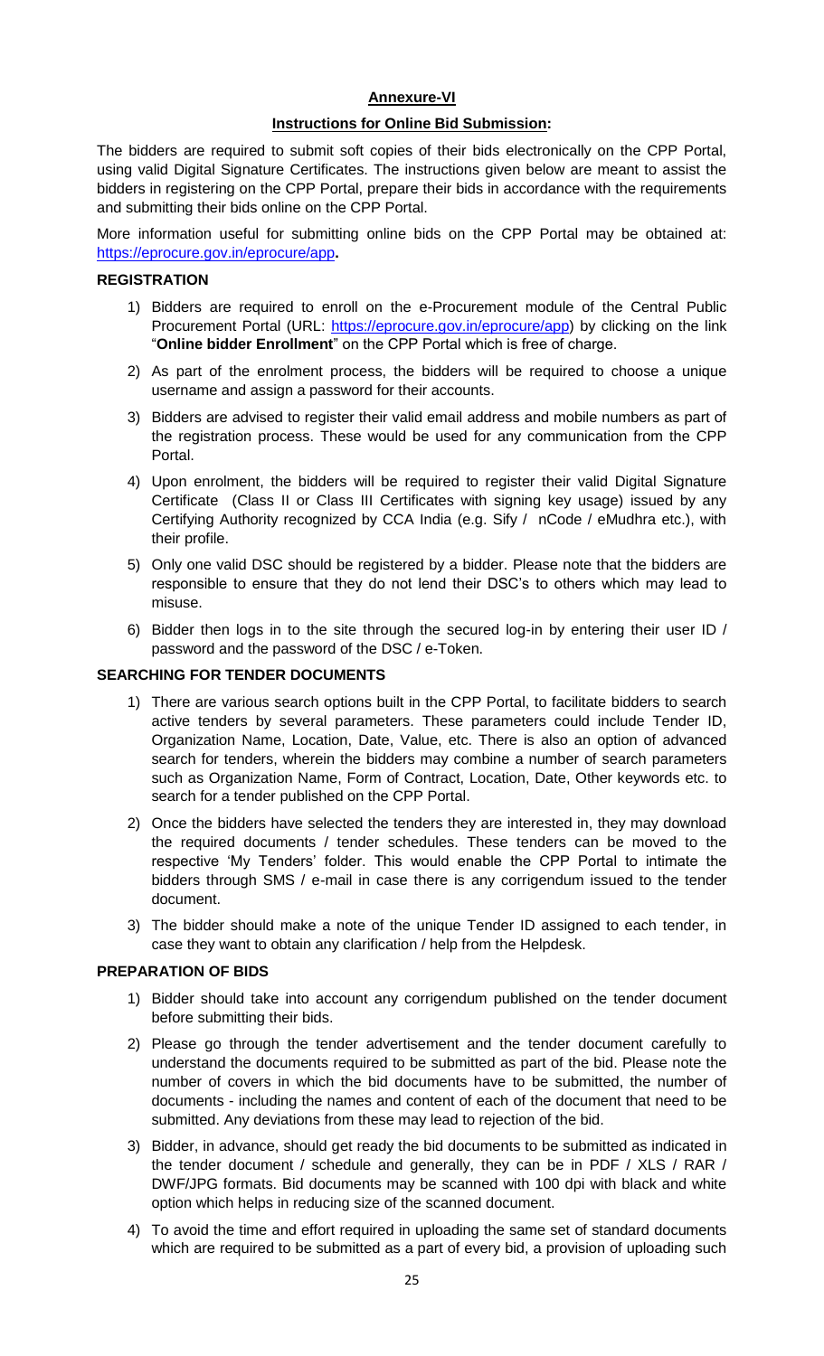**Annexure-VI**

**Instructions for Online Bid Submission:**

The bidders are required to submit soft copies of their bids electronically on the CPP Portal, using valid Digital Signature Certificates. The instructions given below are meant to assist the bidders in registering on the CPP Portal, prepare their bids in accordance with the requirements and submitting their bids online on the CPP Portal.

More information useful for submitting online bids on the CPP Portal may be obtained at: https://eprocure.gov.in/eprocure/app**.**

**REGISTRATION**

1) Bidders are required to enroll on the e-Procurement module of the Central Public Procurement Portal (URL: https://eprocure.gov.in/eprocure/app) by clicking on the link "**Online bidder Enrollment**" on the CPP Portal which is free of charge.
2) As part of the enrolment process, the bidders will be required to choose a unique username and assign a password for their accounts.
3) Bidders are advised to register their valid email address and mobile numbers as part of the registration process. These would be used for any communication from the CPP Portal.
4) Upon enrolment, the bidders will be required to register their valid Digital Signature Certificate (Class II or Class III Certificates with signing key usage) issued by any Certifying Authority recognized by CCA India (e.g. Sify / nCode / eMudhra etc.), with their profile.
5) Only one valid DSC should be registered by a bidder. Please note that the bidders are responsible to ensure that they do not lend their DSC's to others which may lead to misuse.
6) Bidder then logs in to the site through the secured log-in by entering their user ID / password and the password of the DSC / e-Token.

**SEARCHING FOR TENDER DOCUMENTS**

1) There are various search options built in the CPP Portal, to facilitate bidders to search active tenders by several parameters. These parameters could include Tender ID, Organization Name, Location, Date, Value, etc. There is also an option of advanced search for tenders, wherein the bidders may combine a number of search parameters such as Organization Name, Form of Contract, Location, Date, Other keywords etc. to search for a tender published on the CPP Portal.
2) Once the bidders have selected the tenders they are interested in, they may download the required documents / tender schedules. These tenders can be moved to the respective 'My Tenders' folder. This would enable the CPP Portal to intimate the bidders through SMS / e-mail in case there is any corrigendum issued to the tender document.
3) The bidder should make a note of the unique Tender ID assigned to each tender, in case they want to obtain any clarification / help from the Helpdesk.

**PREPARATION OF BIDS**

1) Bidder should take into account any corrigendum published on the tender document before submitting their bids.
2) Please go through the tender advertisement and the tender document carefully to understand the documents required to be submitted as part of the bid. Please note the number of covers in which the bid documents have to be submitted, the number of documents - including the names and content of each of the document that need to be submitted. Any deviations from these may lead to rejection of the bid.
3) Bidder, in advance, should get ready the bid documents to be submitted as indicated in the tender document / schedule and generally, they can be in PDF / XLS / RAR / DWF/JPG formats. Bid documents may be scanned with 100 dpi with black and white option which helps in reducing size of the scanned document.
4) To avoid the time and effort required in uploading the same set of standard documents which are required to be submitted as a part of every bid, a provision of uploading such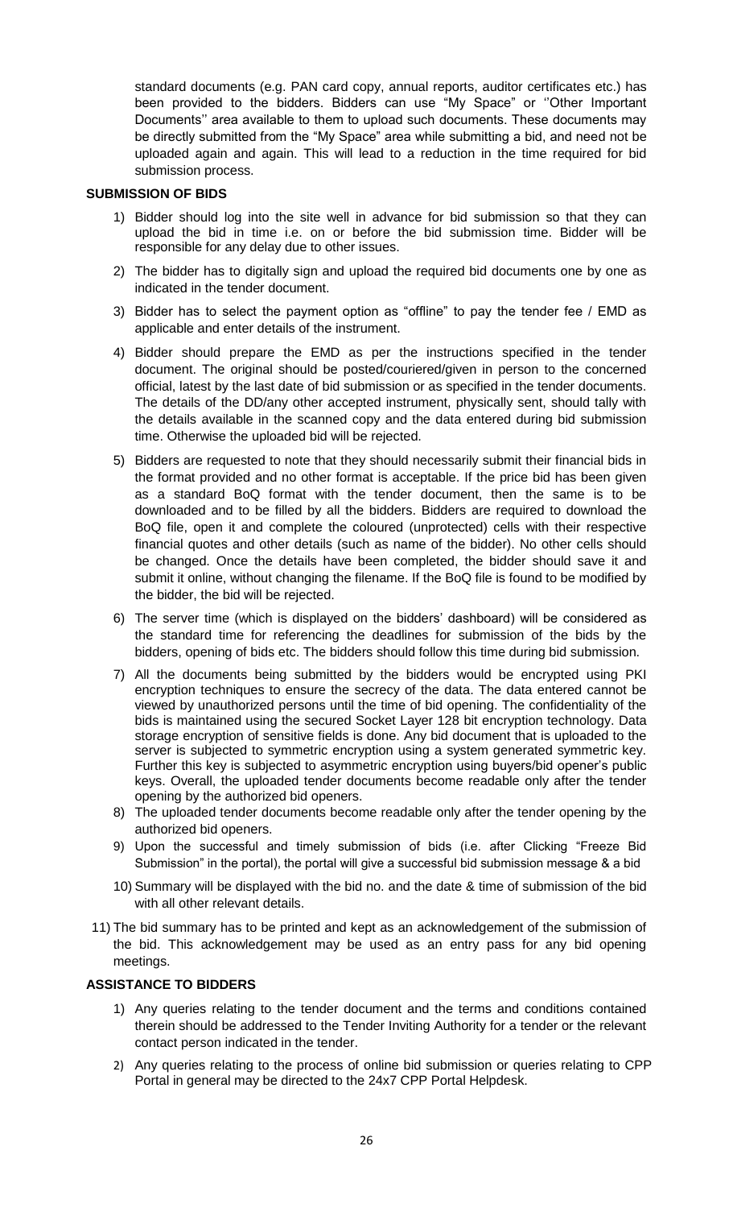standard documents (e.g. PAN card copy, annual reports, auditor certificates etc.) has been provided to the bidders. Bidders can use "My Space" or ''Other Important Documents'' area available to them to upload such documents. These documents may be directly submitted from the "My Space" area while submitting a bid, and need not be uploaded again and again. This will lead to a reduction in the time required for bid submission process.

**SUBMISSION OF BIDS**

1) Bidder should log into the site well in advance for bid submission so that they can upload the bid in time i.e. on or before the bid submission time. Bidder will be responsible for any delay due to other issues.

2) The bidder has to digitally sign and upload the required bid documents one by one as indicated in the tender document.

3) Bidder has to select the payment option as "offline" to pay the tender fee / EMD as applicable and enter details of the instrument.

4) Bidder should prepare the EMD as per the instructions specified in the tender document. The original should be posted/couriered/given in person to the concerned official, latest by the last date of bid submission or as specified in the tender documents. The details of the DD/any other accepted instrument, physically sent, should tally with the details available in the scanned copy and the data entered during bid submission time. Otherwise the uploaded bid will be rejected.

5) Bidders are requested to note that they should necessarily submit their financial bids in the format provided and no other format is acceptable. If the price bid has been given as a standard BoQ format with the tender document, then the same is to be downloaded and to be filled by all the bidders. Bidders are required to download the BoQ file, open it and complete the coloured (unprotected) cells with their respective financial quotes and other details (such as name of the bidder). No other cells should be changed. Once the details have been completed, the bidder should save it and submit it online, without changing the filename. If the BoQ file is found to be modified by the bidder, the bid will be rejected.

6) The server time (which is displayed on the bidders' dashboard) will be considered as the standard time for referencing the deadlines for submission of the bids by the bidders, opening of bids etc. The bidders should follow this time during bid submission.

7) All the documents being submitted by the bidders would be encrypted using PKI encryption techniques to ensure the secrecy of the data. The data entered cannot be viewed by unauthorized persons until the time of bid opening. The confidentiality of the bids is maintained using the secured Socket Layer 128 bit encryption technology. Data storage encryption of sensitive fields is done. Any bid document that is uploaded to the server is subjected to symmetric encryption using a system generated symmetric key. Further this key is subjected to asymmetric encryption using buyers/bid opener's public keys. Overall, the uploaded tender documents become readable only after the tender opening by the authorized bid openers.

8) The uploaded tender documents become readable only after the tender opening by the authorized bid openers.

9) Upon the successful and timely submission of bids (i.e. after Clicking "Freeze Bid Submission" in the portal), the portal will give a successful bid submission message & a bid

10) Summary will be displayed with the bid no. and the date & time of submission of the bid with all other relevant details.

11) The bid summary has to be printed and kept as an acknowledgement of the submission of the bid. This acknowledgement may be used as an entry pass for any bid opening meetings.

**ASSISTANCE TO BIDDERS**

1) Any queries relating to the tender document and the terms and conditions contained therein should be addressed to the Tender Inviting Authority for a tender or the relevant contact person indicated in the tender.

2) Any queries relating to the process of online bid submission or queries relating to CPP Portal in general may be directed to the 24x7 CPP Portal Helpdesk.